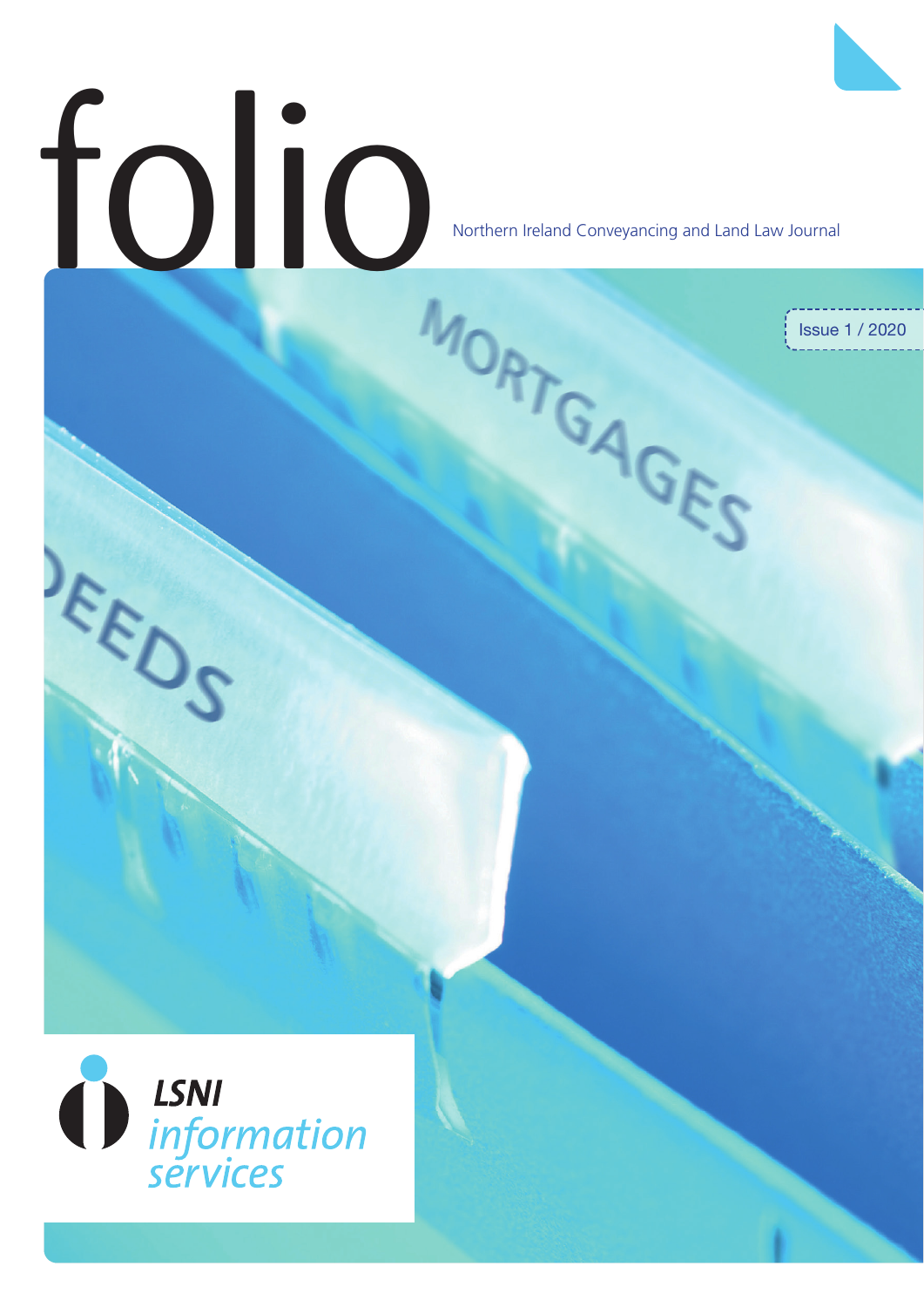# folio

Northern Ireland Conveyancing and Land Law Journal

Issue 1 / 2020

LSNI information services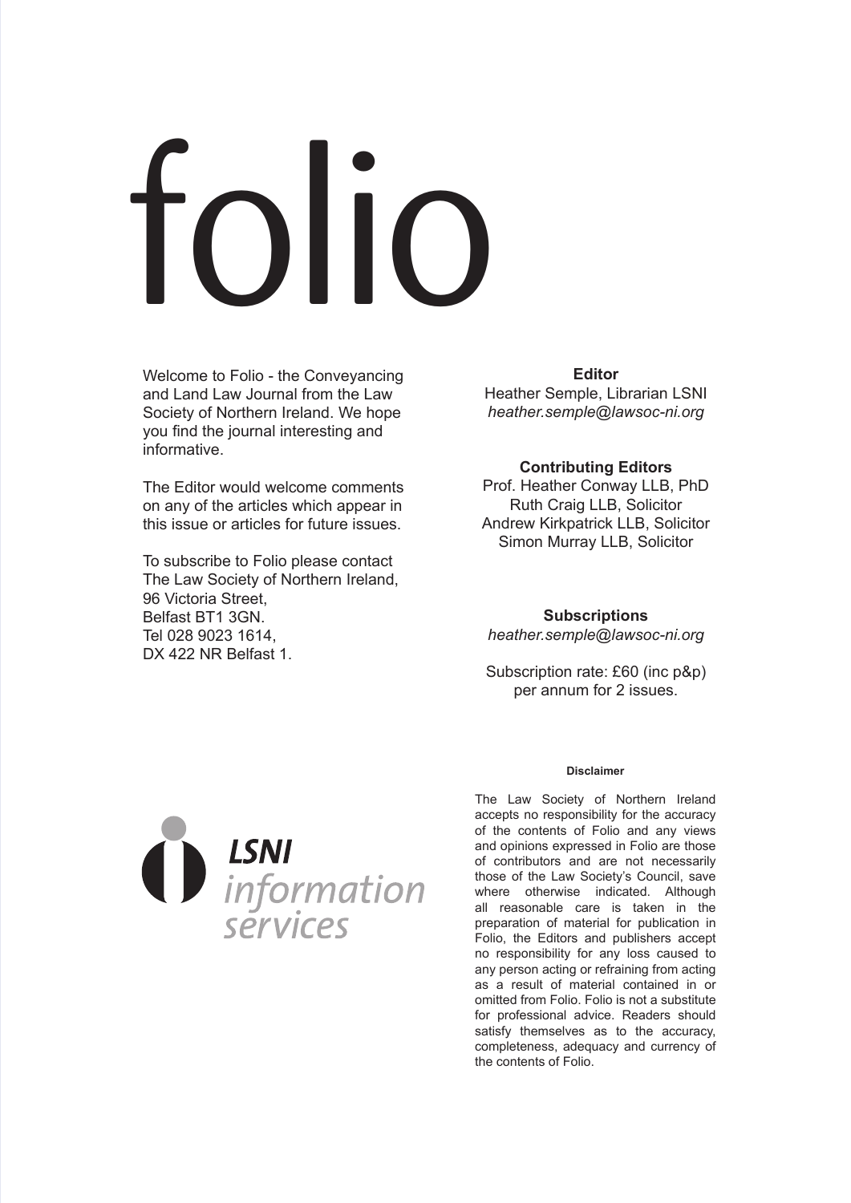# folio

Welcome to Folio - the Conveyancing and Land Law Journal from the Law Society of Northern Ireland. We hope you find the journal interesting and informative.

The Editor would welcome comments on any of the articles which appear in this issue or articles for future issues.

To subscribe to Folio please contact The Law Society of Northern Ireland,
96 Victoria Street,
Belfast BT1 3GN.
Tel 028 9023 1614,
DX 422 NR Belfast 1.

**Editor**

Heather Semple, Librarian LSNI
*heather.semple@lawsoc-ni.org*

**Contributing Editors**

Prof. Heather Conway LLB, PhD
Ruth Craig LLB, Solicitor
Andrew Kirkpatrick LLB, Solicitor
Simon Murray LLB, Solicitor

**Subscriptions**

*heather.semple@lawsoc-ni.org*

Subscription rate: £60 (inc p&p) per annum for 2 issues.

LSNI information services

**Disclaimer**

The Law Society of Northern Ireland accepts no responsibility for the accuracy of the contents of Folio and any views and opinions expressed in Folio are those of contributors and are not necessarily those of the Law Society's Council, save where otherwise indicated. Although all reasonable care is taken in the preparation of material for publication in Folio, the Editors and publishers accept no responsibility for any loss caused to any person acting or refraining from acting as a result of material contained in or omitted from Folio. Folio is not a substitute for professional advice. Readers should satisfy themselves as to the accuracy, completeness, adequacy and currency of the contents of Folio.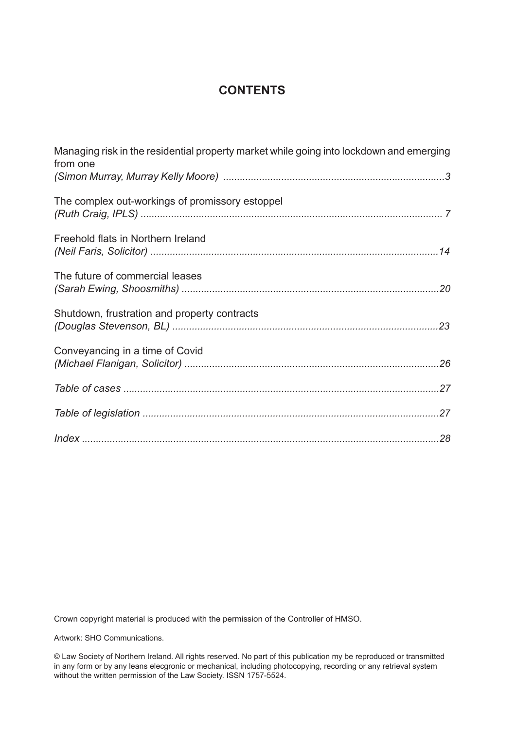## CONTENTS

Managing risk in the residential property market while going into lockdown and emerging from one
*(Simon Murray, Murray Kelly Moore)* ...............................................................................3

The complex out-workings of promissory estoppel
*(Ruth Craig, IPLS)* ............................................................................................................ 7

Freehold flats in Northern Ireland
*(Neil Faris, Solicitor)* .......................................................................................................14

The future of commercial leases
*(Sarah Ewing, Shoosmiths)* ............................................................................................20

Shutdown, frustration and property contracts
*(Douglas Stevenson, BL)* ...............................................................................................23

Conveyancing in a time of Covid
*(Michael Flanigan, Solicitor)* ...........................................................................................26

*Table of cases* ................................................................................................................27

*Table of legislation* .........................................................................................................27

*Index* ................................................................................................................................28

Crown copyright material is produced with the permission of the Controller of HMSO.

Artwork: SHO Communications.

© Law Society of Northern Ireland. All rights reserved. No part of this publication my be reproduced or transmitted in any form or by any leans elecgronic or mechanical, including photocopying, recording or any retrieval system without the written permission of the Law Society. ISSN 1757-5524.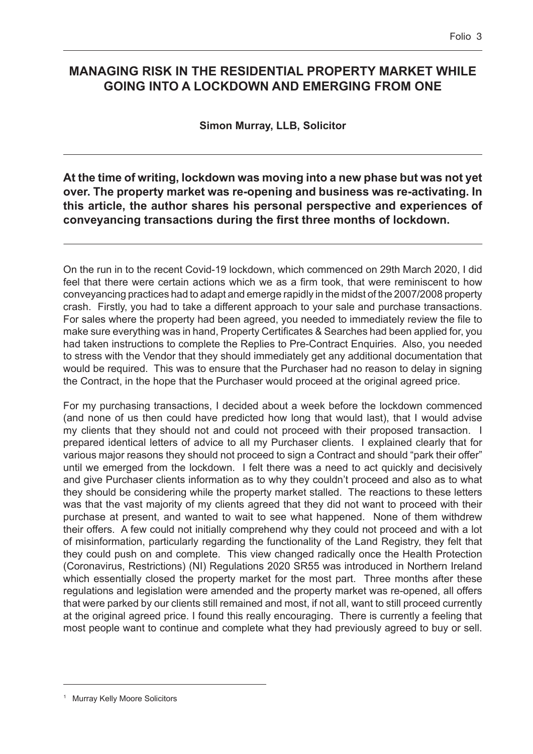# MANAGING RISK IN THE RESIDENTIAL PROPERTY MARKET WHILE GOING INTO A LOCKDOWN AND EMERGING FROM ONE

**Simon Murray, LLB, Solicitor**

**At the time of writing, lockdown was moving into a new phase but was not yet over. The property market was re-opening and business was re-activating. In this article, the author shares his personal perspective and experiences of conveyancing transactions during the first three months of lockdown.**

On the run in to the recent Covid-19 lockdown, which commenced on 29th March 2020, I did feel that there were certain actions which we as a firm took, that were reminiscent to how conveyancing practices had to adapt and emerge rapidly in the midst of the 2007/2008 property crash. Firstly, you had to take a different approach to your sale and purchase transactions. For sales where the property had been agreed, you needed to immediately review the file to make sure everything was in hand, Property Certificates & Searches had been applied for, you had taken instructions to complete the Replies to Pre-Contract Enquiries. Also, you needed to stress with the Vendor that they should immediately get any additional documentation that would be required. This was to ensure that the Purchaser had no reason to delay in signing the Contract, in the hope that the Purchaser would proceed at the original agreed price.

For my purchasing transactions, I decided about a week before the lockdown commenced (and none of us then could have predicted how long that would last), that I would advise my clients that they should not and could not proceed with their proposed transaction. I prepared identical letters of advice to all my Purchaser clients. I explained clearly that for various major reasons they should not proceed to sign a Contract and should "park their offer" until we emerged from the lockdown. I felt there was a need to act quickly and decisively and give Purchaser clients information as to why they couldn't proceed and also as to what they should be considering while the property market stalled. The reactions to these letters was that the vast majority of my clients agreed that they did not want to proceed with their purchase at present, and wanted to wait to see what happened. None of them withdrew their offers. A few could not initially comprehend why they could not proceed and with a lot of misinformation, particularly regarding the functionality of the Land Registry, they felt that they could push on and complete. This view changed radically once the Health Protection (Coronavirus, Restrictions) (NI) Regulations 2020 SR55 was introduced in Northern Ireland which essentially closed the property market for the most part. Three months after these regulations and legislation were amended and the property market was re-opened, all offers that were parked by our clients still remained and most, if not all, want to still proceed currently at the original agreed price. I found this really encouraging. There is currently a feeling that most people want to continue and complete what they had previously agreed to buy or sell.

[1] Murray Kelly Moore Solicitors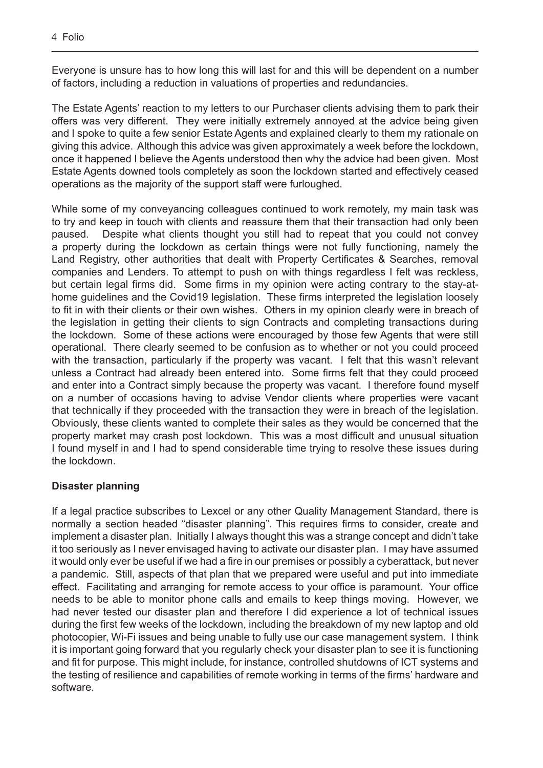Everyone is unsure has to how long this will last for and this will be dependent on a number of factors, including a reduction in valuations of properties and redundancies.

The Estate Agents' reaction to my letters to our Purchaser clients advising them to park their offers was very different. They were initially extremely annoyed at the advice being given and I spoke to quite a few senior Estate Agents and explained clearly to them my rationale on giving this advice. Although this advice was given approximately a week before the lockdown, once it happened I believe the Agents understood then why the advice had been given. Most Estate Agents downed tools completely as soon the lockdown started and effectively ceased operations as the majority of the support staff were furloughed.

While some of my conveyancing colleagues continued to work remotely, my main task was to try and keep in touch with clients and reassure them that their transaction had only been paused. Despite what clients thought you still had to repeat that you could not convey a property during the lockdown as certain things were not fully functioning, namely the Land Registry, other authorities that dealt with Property Certificates & Searches, removal companies and Lenders. To attempt to push on with things regardless I felt was reckless, but certain legal firms did. Some firms in my opinion were acting contrary to the stay-at-home guidelines and the Covid19 legislation. These firms interpreted the legislation loosely to fit in with their clients or their own wishes. Others in my opinion clearly were in breach of the legislation in getting their clients to sign Contracts and completing transactions during the lockdown. Some of these actions were encouraged by those few Agents that were still operational. There clearly seemed to be confusion as to whether or not you could proceed with the transaction, particularly if the property was vacant. I felt that this wasn't relevant unless a Contract had already been entered into. Some firms felt that they could proceed and enter into a Contract simply because the property was vacant. I therefore found myself on a number of occasions having to advise Vendor clients where properties were vacant that technically if they proceeded with the transaction they were in breach of the legislation. Obviously, these clients wanted to complete their sales as they would be concerned that the property market may crash post lockdown. This was a most difficult and unusual situation I found myself in and I had to spend considerable time trying to resolve these issues during the lockdown.

**Disaster planning**

If a legal practice subscribes to Lexcel or any other Quality Management Standard, there is normally a section headed "disaster planning". This requires firms to consider, create and implement a disaster plan. Initially I always thought this was a strange concept and didn't take it too seriously as I never envisaged having to activate our disaster plan. I may have assumed it would only ever be useful if we had a fire in our premises or possibly a cyberattack, but never a pandemic. Still, aspects of that plan that we prepared were useful and put into immediate effect. Facilitating and arranging for remote access to your office is paramount. Your office needs to be able to monitor phone calls and emails to keep things moving. However, we had never tested our disaster plan and therefore I did experience a lot of technical issues during the first few weeks of the lockdown, including the breakdown of my new laptop and old photocopier, Wi-Fi issues and being unable to fully use our case management system. I think it is important going forward that you regularly check your disaster plan to see it is functioning and fit for purpose. This might include, for instance, controlled shutdowns of ICT systems and the testing of resilience and capabilities of remote working in terms of the firms' hardware and software.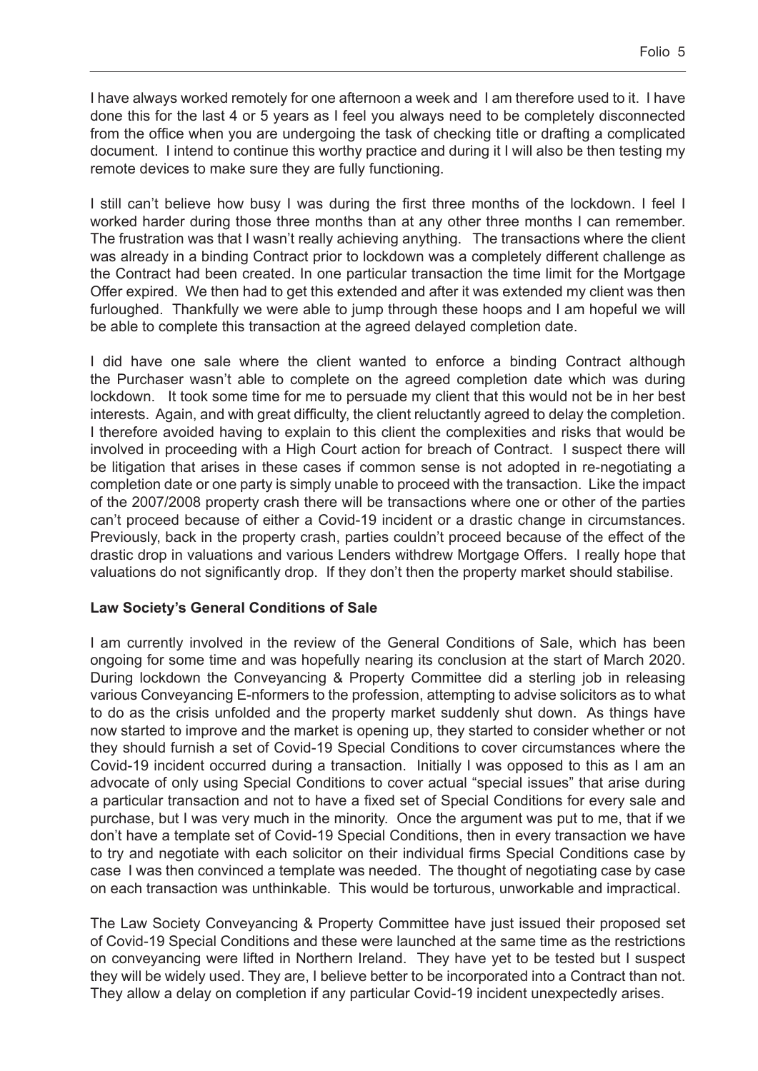I have always worked remotely for one afternoon a week and I am therefore used to it. I have done this for the last 4 or 5 years as I feel you always need to be completely disconnected from the office when you are undergoing the task of checking title or drafting a complicated document. I intend to continue this worthy practice and during it I will also be then testing my remote devices to make sure they are fully functioning.

I still can't believe how busy I was during the first three months of the lockdown. I feel I worked harder during those three months than at any other three months I can remember. The frustration was that I wasn't really achieving anything. The transactions where the client was already in a binding Contract prior to lockdown was a completely different challenge as the Contract had been created. In one particular transaction the time limit for the Mortgage Offer expired. We then had to get this extended and after it was extended my client was then furloughed. Thankfully we were able to jump through these hoops and I am hopeful we will be able to complete this transaction at the agreed delayed completion date.

I did have one sale where the client wanted to enforce a binding Contract although the Purchaser wasn't able to complete on the agreed completion date which was during lockdown. It took some time for me to persuade my client that this would not be in her best interests. Again, and with great difficulty, the client reluctantly agreed to delay the completion. I therefore avoided having to explain to this client the complexities and risks that would be involved in proceeding with a High Court action for breach of Contract. I suspect there will be litigation that arises in these cases if common sense is not adopted in re-negotiating a completion date or one party is simply unable to proceed with the transaction. Like the impact of the 2007/2008 property crash there will be transactions where one or other of the parties can't proceed because of either a Covid-19 incident or a drastic change in circumstances. Previously, back in the property crash, parties couldn't proceed because of the effect of the drastic drop in valuations and various Lenders withdrew Mortgage Offers. I really hope that valuations do not significantly drop. If they don't then the property market should stabilise.

**Law Society's General Conditions of Sale**

I am currently involved in the review of the General Conditions of Sale, which has been ongoing for some time and was hopefully nearing its conclusion at the start of March 2020. During lockdown the Conveyancing & Property Committee did a sterling job in releasing various Conveyancing E-nformers to the profession, attempting to advise solicitors as to what to do as the crisis unfolded and the property market suddenly shut down. As things have now started to improve and the market is opening up, they started to consider whether or not they should furnish a set of Covid-19 Special Conditions to cover circumstances where the Covid-19 incident occurred during a transaction. Initially I was opposed to this as I am an advocate of only using Special Conditions to cover actual "special issues" that arise during a particular transaction and not to have a fixed set of Special Conditions for every sale and purchase, but I was very much in the minority. Once the argument was put to me, that if we don't have a template set of Covid-19 Special Conditions, then in every transaction we have to try and negotiate with each solicitor on their individual firms Special Conditions case by case I was then convinced a template was needed. The thought of negotiating case by case on each transaction was unthinkable. This would be torturous, unworkable and impractical.

The Law Society Conveyancing & Property Committee have just issued their proposed set of Covid-19 Special Conditions and these were launched at the same time as the restrictions on conveyancing were lifted in Northern Ireland. They have yet to be tested but I suspect they will be widely used. They are, I believe better to be incorporated into a Contract than not. They allow a delay on completion if any particular Covid-19 incident unexpectedly arises.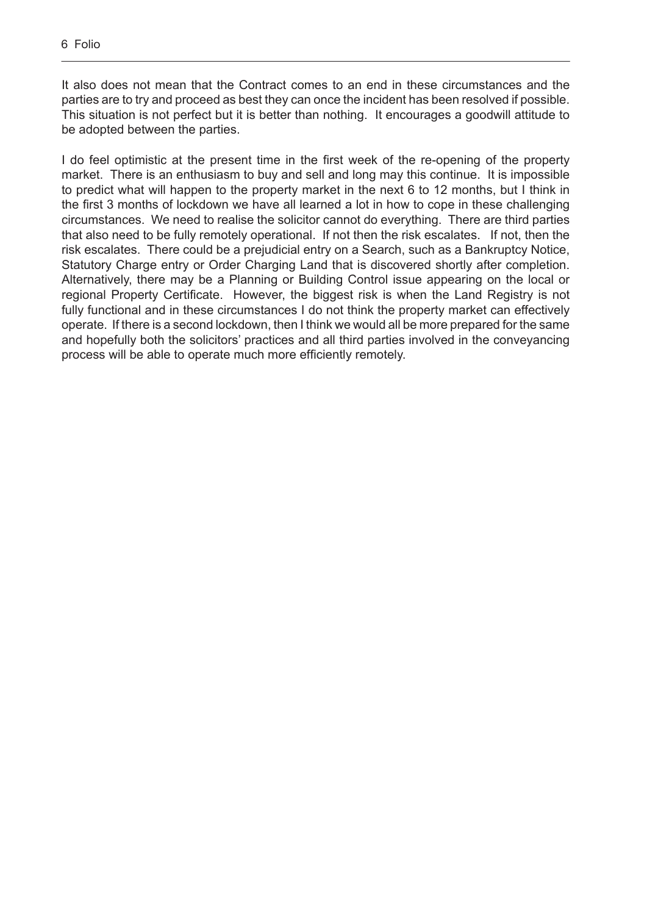It also does not mean that the Contract comes to an end in these circumstances and the parties are to try and proceed as best they can once the incident has been resolved if possible. This situation is not perfect but it is better than nothing. It encourages a goodwill attitude to be adopted between the parties.

I do feel optimistic at the present time in the first week of the re-opening of the property market. There is an enthusiasm to buy and sell and long may this continue. It is impossible to predict what will happen to the property market in the next 6 to 12 months, but I think in the first 3 months of lockdown we have all learned a lot in how to cope in these challenging circumstances. We need to realise the solicitor cannot do everything. There are third parties that also need to be fully remotely operational. If not then the risk escalates. If not, then the risk escalates. There could be a prejudicial entry on a Search, such as a Bankruptcy Notice, Statutory Charge entry or Order Charging Land that is discovered shortly after completion. Alternatively, there may be a Planning or Building Control issue appearing on the local or regional Property Certificate. However, the biggest risk is when the Land Registry is not fully functional and in these circumstances I do not think the property market can effectively operate. If there is a second lockdown, then I think we would all be more prepared for the same and hopefully both the solicitors' practices and all third parties involved in the conveyancing process will be able to operate much more efficiently remotely.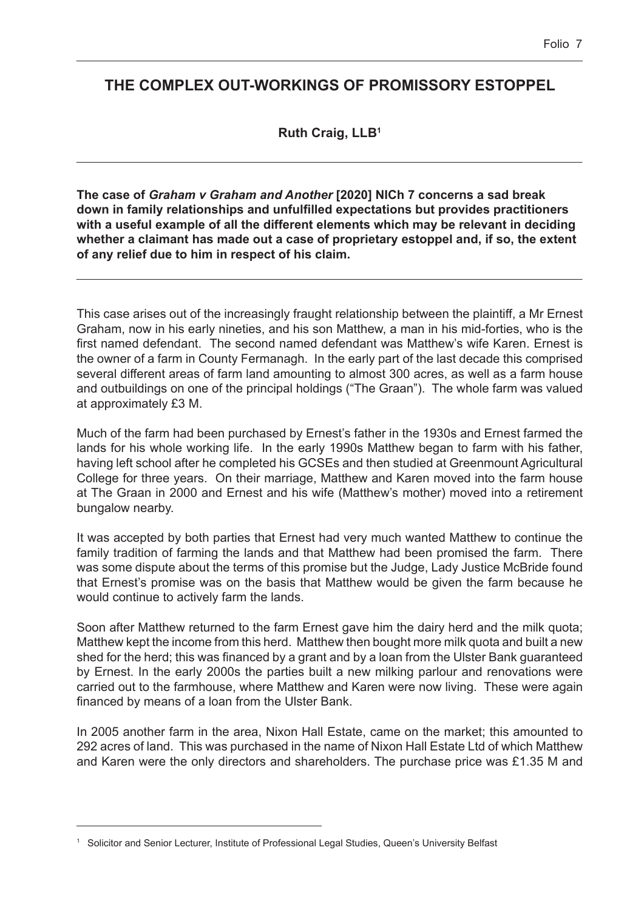# THE COMPLEX OUT-WORKINGS OF PROMISSORY ESTOPPEL

**Ruth Craig, LLB[1]**

**The case of *Graham v Graham and Another* [2020] NICh 7 concerns a sad break down in family relationships and unfulfilled expectations but provides practitioners with a useful example of all the different elements which may be relevant in deciding whether a claimant has made out a case of proprietary estoppel and, if so, the extent of any relief due to him in respect of his claim.**

This case arises out of the increasingly fraught relationship between the plaintiff, a Mr Ernest Graham, now in his early nineties, and his son Matthew, a man in his mid-forties, who is the first named defendant. The second named defendant was Matthew's wife Karen. Ernest is the owner of a farm in County Fermanagh. In the early part of the last decade this comprised several different areas of farm land amounting to almost 300 acres, as well as a farm house and outbuildings on one of the principal holdings ("The Graan"). The whole farm was valued at approximately £3 M.

Much of the farm had been purchased by Ernest's father in the 1930s and Ernest farmed the lands for his whole working life. In the early 1990s Matthew began to farm with his father, having left school after he completed his GCSEs and then studied at Greenmount Agricultural College for three years. On their marriage, Matthew and Karen moved into the farm house at The Graan in 2000 and Ernest and his wife (Matthew's mother) moved into a retirement bungalow nearby.

It was accepted by both parties that Ernest had very much wanted Matthew to continue the family tradition of farming the lands and that Matthew had been promised the farm. There was some dispute about the terms of this promise but the Judge, Lady Justice McBride found that Ernest's promise was on the basis that Matthew would be given the farm because he would continue to actively farm the lands.

Soon after Matthew returned to the farm Ernest gave him the dairy herd and the milk quota; Matthew kept the income from this herd. Matthew then bought more milk quota and built a new shed for the herd; this was financed by a grant and by a loan from the Ulster Bank guaranteed by Ernest. In the early 2000s the parties built a new milking parlour and renovations were carried out to the farmhouse, where Matthew and Karen were now living. These were again financed by means of a loan from the Ulster Bank.

In 2005 another farm in the area, Nixon Hall Estate, came on the market; this amounted to 292 acres of land. This was purchased in the name of Nixon Hall Estate Ltd of which Matthew and Karen were the only directors and shareholders. The purchase price was £1.35 M and

---

[1] Solicitor and Senior Lecturer, Institute of Professional Legal Studies, Queen's University Belfast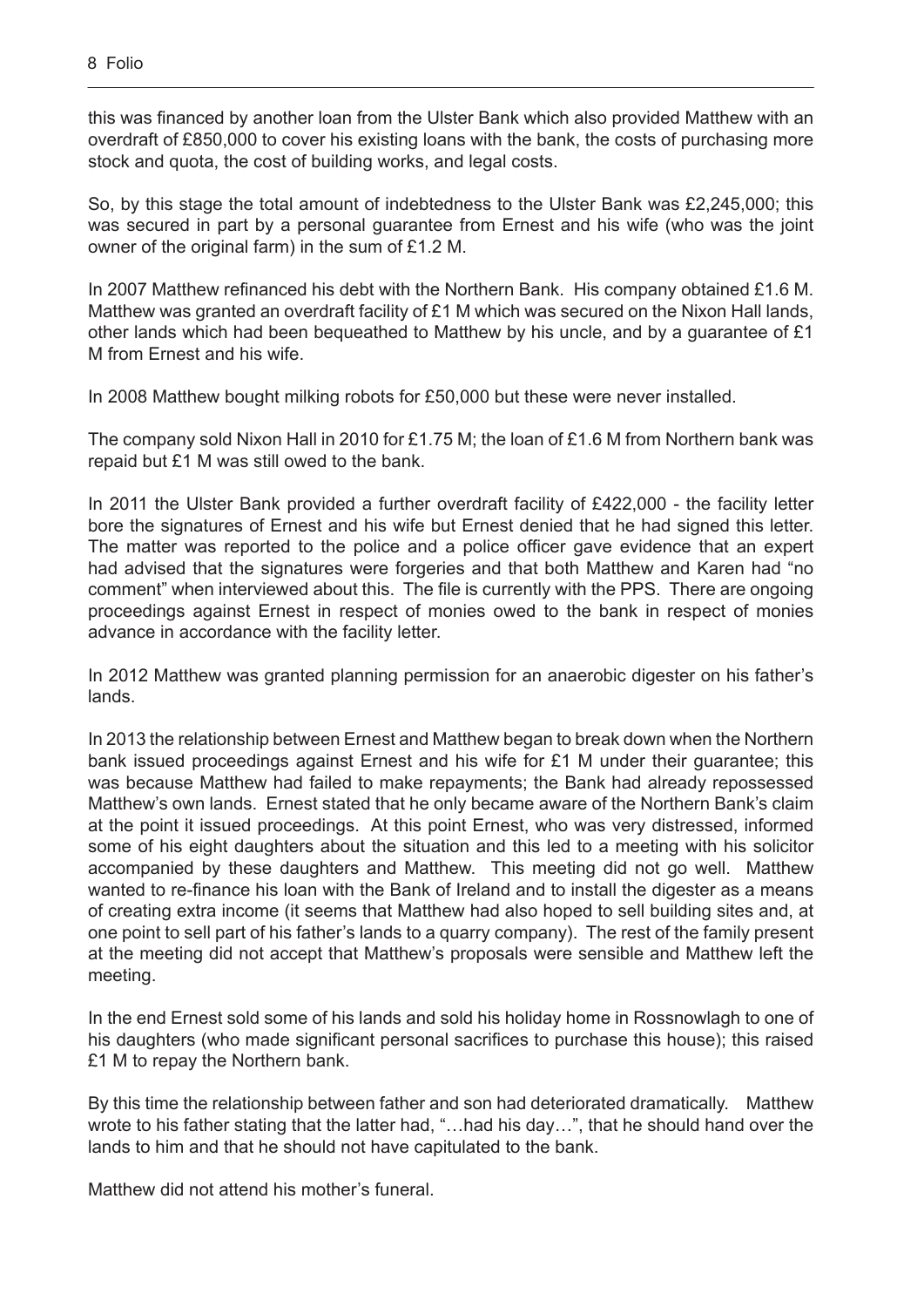this was financed by another loan from the Ulster Bank which also provided Matthew with an overdraft of £850,000 to cover his existing loans with the bank, the costs of purchasing more stock and quota, the cost of building works, and legal costs.

So, by this stage the total amount of indebtedness to the Ulster Bank was £2,245,000; this was secured in part by a personal guarantee from Ernest and his wife (who was the joint owner of the original farm) in the sum of £1.2 M.

In 2007 Matthew refinanced his debt with the Northern Bank. His company obtained £1.6 M. Matthew was granted an overdraft facility of £1 M which was secured on the Nixon Hall lands, other lands which had been bequeathed to Matthew by his uncle, and by a guarantee of £1 M from Ernest and his wife.

In 2008 Matthew bought milking robots for £50,000 but these were never installed.

The company sold Nixon Hall in 2010 for £1.75 M; the loan of £1.6 M from Northern bank was repaid but £1 M was still owed to the bank.

In 2011 the Ulster Bank provided a further overdraft facility of £422,000 - the facility letter bore the signatures of Ernest and his wife but Ernest denied that he had signed this letter. The matter was reported to the police and a police officer gave evidence that an expert had advised that the signatures were forgeries and that both Matthew and Karen had "no comment" when interviewed about this. The file is currently with the PPS. There are ongoing proceedings against Ernest in respect of monies owed to the bank in respect of monies advance in accordance with the facility letter.

In 2012 Matthew was granted planning permission for an anaerobic digester on his father's lands.

In 2013 the relationship between Ernest and Matthew began to break down when the Northern bank issued proceedings against Ernest and his wife for £1 M under their guarantee; this was because Matthew had failed to make repayments; the Bank had already repossessed Matthew's own lands. Ernest stated that he only became aware of the Northern Bank's claim at the point it issued proceedings. At this point Ernest, who was very distressed, informed some of his eight daughters about the situation and this led to a meeting with his solicitor accompanied by these daughters and Matthew. This meeting did not go well. Matthew wanted to re-finance his loan with the Bank of Ireland and to install the digester as a means of creating extra income (it seems that Matthew had also hoped to sell building sites and, at one point to sell part of his father's lands to a quarry company). The rest of the family present at the meeting did not accept that Matthew's proposals were sensible and Matthew left the meeting.

In the end Ernest sold some of his lands and sold his holiday home in Rossnowlagh to one of his daughters (who made significant personal sacrifices to purchase this house); this raised £1 M to repay the Northern bank.

By this time the relationship between father and son had deteriorated dramatically. Matthew wrote to his father stating that the latter had, "…had his day…", that he should hand over the lands to him and that he should not have capitulated to the bank.

Matthew did not attend his mother's funeral.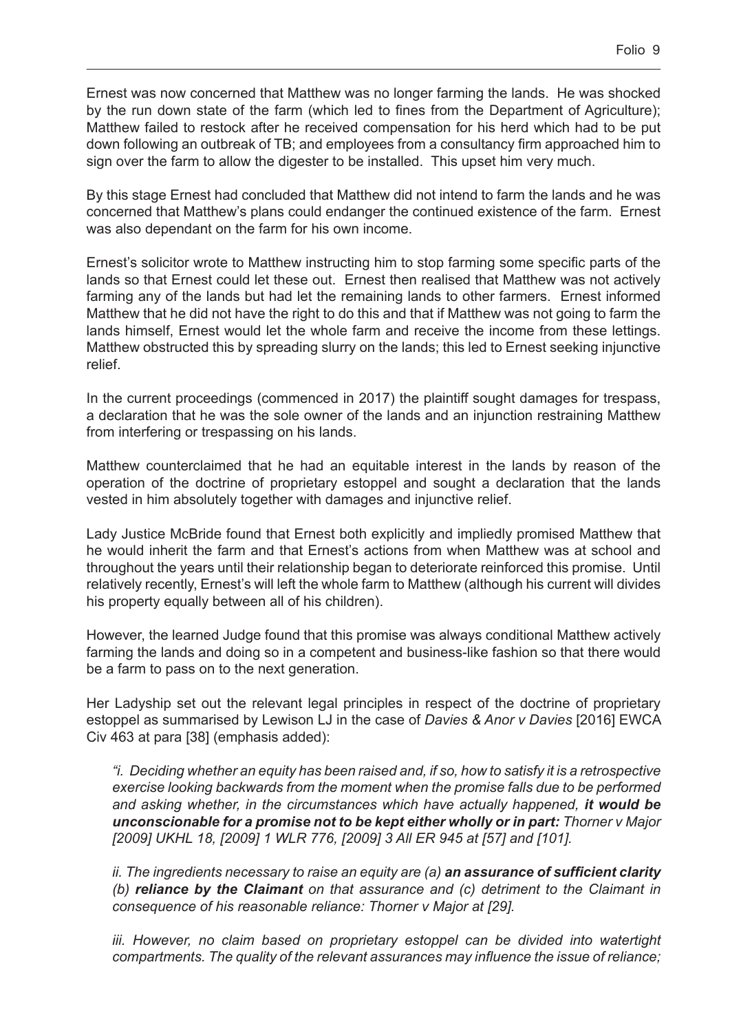Ernest was now concerned that Matthew was no longer farming the lands. He was shocked by the run down state of the farm (which led to fines from the Department of Agriculture); Matthew failed to restock after he received compensation for his herd which had to be put down following an outbreak of TB; and employees from a consultancy firm approached him to sign over the farm to allow the digester to be installed. This upset him very much.

By this stage Ernest had concluded that Matthew did not intend to farm the lands and he was concerned that Matthew's plans could endanger the continued existence of the farm. Ernest was also dependant on the farm for his own income.

Ernest's solicitor wrote to Matthew instructing him to stop farming some specific parts of the lands so that Ernest could let these out. Ernest then realised that Matthew was not actively farming any of the lands but had let the remaining lands to other farmers. Ernest informed Matthew that he did not have the right to do this and that if Matthew was not going to farm the lands himself, Ernest would let the whole farm and receive the income from these lettings. Matthew obstructed this by spreading slurry on the lands; this led to Ernest seeking injunctive relief.

In the current proceedings (commenced in 2017) the plaintiff sought damages for trespass, a declaration that he was the sole owner of the lands and an injunction restraining Matthew from interfering or trespassing on his lands.

Matthew counterclaimed that he had an equitable interest in the lands by reason of the operation of the doctrine of proprietary estoppel and sought a declaration that the lands vested in him absolutely together with damages and injunctive relief.

Lady Justice McBride found that Ernest both explicitly and impliedly promised Matthew that he would inherit the farm and that Ernest's actions from when Matthew was at school and throughout the years until their relationship began to deteriorate reinforced this promise. Until relatively recently, Ernest's will left the whole farm to Matthew (although his current will divides his property equally between all of his children).

However, the learned Judge found that this promise was always conditional Matthew actively farming the lands and doing so in a competent and business-like fashion so that there would be a farm to pass on to the next generation.

Her Ladyship set out the relevant legal principles in respect of the doctrine of proprietary estoppel as summarised by Lewison LJ in the case of *Davies & Anor v Davies* [2016] EWCA Civ 463 at para [38] (emphasis added):

> *"i. Deciding whether an equity has been raised and, if so, how to satisfy it is a retrospective exercise looking backwards from the moment when the promise falls due to be performed and asking whether, in the circumstances which have actually happened, **it would be unconscionable for a promise not to be kept either wholly or in part:** Thorner v Major [2009] UKHL 18, [2009] 1 WLR 776, [2009] 3 All ER 945 at [57] and [101].*
>
> *ii. The ingredients necessary to raise an equity are (a) **an assurance of sufficient clarity** (b) **reliance by the Claimant** on that assurance and (c) detriment to the Claimant in consequence of his reasonable reliance: Thorner v Major at [29].*
>
> *iii. However, no claim based on proprietary estoppel can be divided into watertight compartments. The quality of the relevant assurances may influence the issue of reliance;*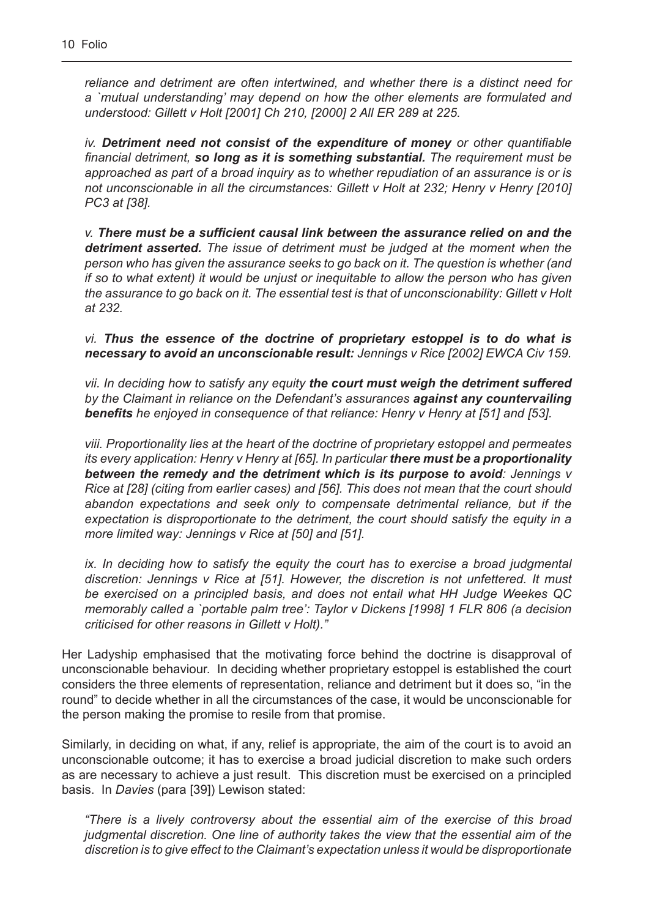*reliance and detriment are often intertwined, and whether there is a distinct need for a `mutual understanding' may depend on how the other elements are formulated and understood: Gillett v Holt [2001] Ch 210, [2000] 2 All ER 289 at 225.*

*iv. **Detriment need not consist of the expenditure of money** or other quantifiable financial detriment, **so long as it is something substantial.** The requirement must be approached as part of a broad inquiry as to whether repudiation of an assurance is or is not unconscionable in all the circumstances: Gillett v Holt at 232; Henry v Henry [2010] PC3 at [38].*

*v. **There must be a sufficient causal link between the assurance relied on and the detriment asserted.** The issue of detriment must be judged at the moment when the person who has given the assurance seeks to go back on it. The question is whether (and if so to what extent) it would be unjust or inequitable to allow the person who has given the assurance to go back on it. The essential test is that of unconscionability: Gillett v Holt at 232.*

*vi. **Thus the essence of the doctrine of proprietary estoppel is to do what is necessary to avoid an unconscionable result:** Jennings v Rice [2002] EWCA Civ 159.*

*vii. In deciding how to satisfy any equity **the court must weigh the detriment suffered** by the Claimant in reliance on the Defendant's assurances **against any countervailing benefits** he enjoyed in consequence of that reliance: Henry v Henry at [51] and [53].*

*viii. Proportionality lies at the heart of the doctrine of proprietary estoppel and permeates its every application: Henry v Henry at [65]. In particular **there must be a proportionality between the remedy and the detriment which is its purpose to avoid**: Jennings v Rice at [28] (citing from earlier cases) and [56]. This does not mean that the court should abandon expectations and seek only to compensate detrimental reliance, but if the expectation is disproportionate to the detriment, the court should satisfy the equity in a more limited way: Jennings v Rice at [50] and [51].*

*ix. In deciding how to satisfy the equity the court has to exercise a broad judgmental discretion: Jennings v Rice at [51]. However, the discretion is not unfettered. It must be exercised on a principled basis, and does not entail what HH Judge Weekes QC memorably called a `portable palm tree': Taylor v Dickens [1998] 1 FLR 806 (a decision criticised for other reasons in Gillett v Holt)."*

Her Ladyship emphasised that the motivating force behind the doctrine is disapproval of unconscionable behaviour. In deciding whether proprietary estoppel is established the court considers the three elements of representation, reliance and detriment but it does so, "in the round" to decide whether in all the circumstances of the case, it would be unconscionable for the person making the promise to resile from that promise.

Similarly, in deciding on what, if any, relief is appropriate, the aim of the court is to avoid an unconscionable outcome; it has to exercise a broad judicial discretion to make such orders as are necessary to achieve a just result. This discretion must be exercised on a principled basis. In *Davies* (para [39]) Lewison stated:

*"There is a lively controversy about the essential aim of the exercise of this broad judgmental discretion. One line of authority takes the view that the essential aim of the discretion is to give effect to the Claimant's expectation unless it would be disproportionate*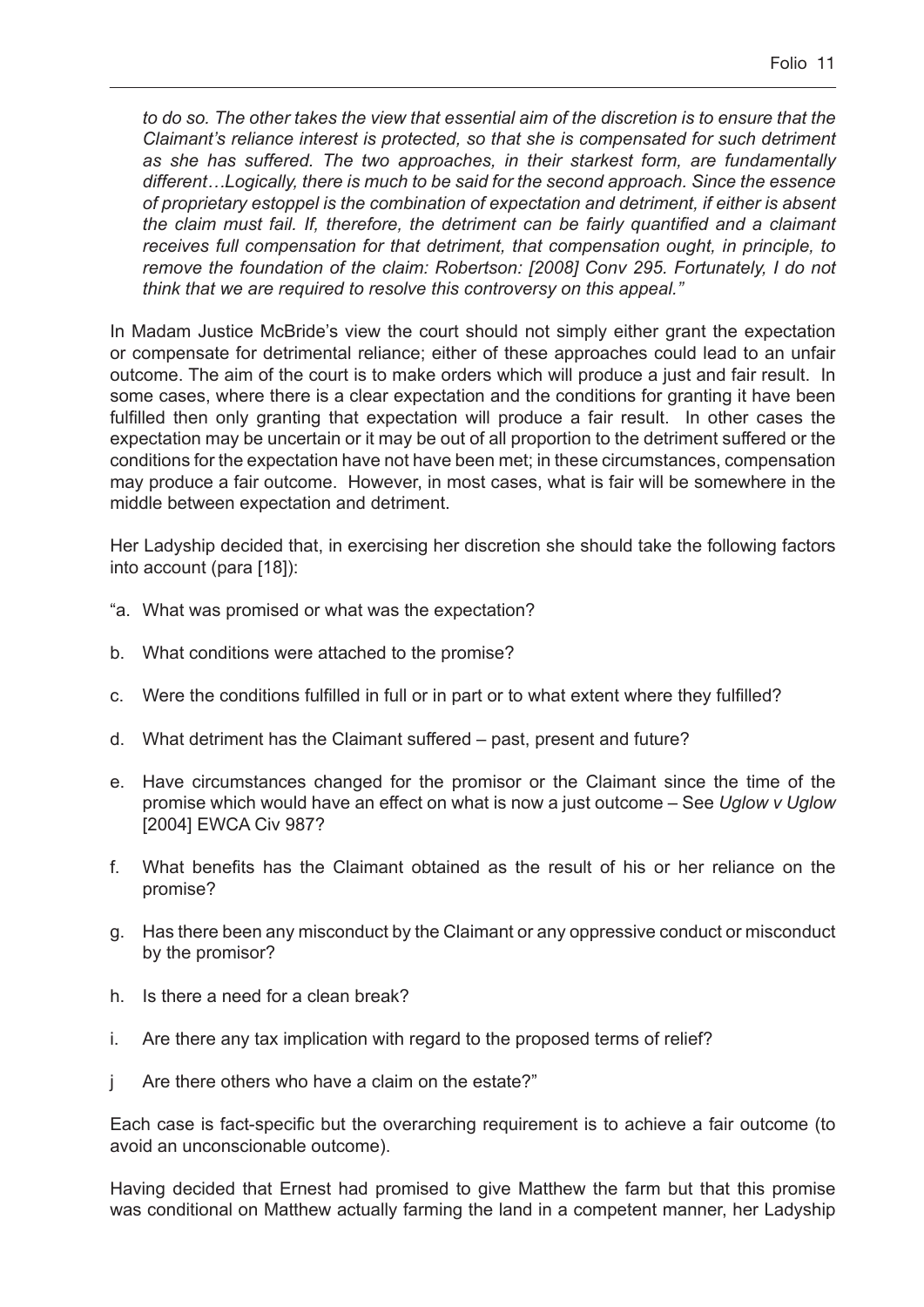*to do so. The other takes the view that essential aim of the discretion is to ensure that the Claimant's reliance interest is protected, so that she is compensated for such detriment as she has suffered. The two approaches, in their starkest form, are fundamentally different…Logically, there is much to be said for the second approach. Since the essence of proprietary estoppel is the combination of expectation and detriment, if either is absent the claim must fail. If, therefore, the detriment can be fairly quantified and a claimant receives full compensation for that detriment, that compensation ought, in principle, to remove the foundation of the claim: Robertson: [2008] Conv 295. Fortunately, I do not think that we are required to resolve this controversy on this appeal."*

In Madam Justice McBride's view the court should not simply either grant the expectation or compensate for detrimental reliance; either of these approaches could lead to an unfair outcome. The aim of the court is to make orders which will produce a just and fair result. In some cases, where there is a clear expectation and the conditions for granting it have been fulfilled then only granting that expectation will produce a fair result. In other cases the expectation may be uncertain or it may be out of all proportion to the detriment suffered or the conditions for the expectation have not have been met; in these circumstances, compensation may produce a fair outcome. However, in most cases, what is fair will be somewhere in the middle between expectation and detriment.

Her Ladyship decided that, in exercising her discretion she should take the following factors into account (para [18]):

"a. What was promised or what was the expectation?

b. What conditions were attached to the promise?

c. Were the conditions fulfilled in full or in part or to what extent where they fulfilled?

d. What detriment has the Claimant suffered – past, present and future?

e. Have circumstances changed for the promisor or the Claimant since the time of the promise which would have an effect on what is now a just outcome – See *Uglow v Uglow* [2004] EWCA Civ 987?

f. What benefits has the Claimant obtained as the result of his or her reliance on the promise?

g. Has there been any misconduct by the Claimant or any oppressive conduct or misconduct by the promisor?

h. Is there a need for a clean break?

i. Are there any tax implication with regard to the proposed terms of relief?

j Are there others who have a claim on the estate?"

Each case is fact-specific but the overarching requirement is to achieve a fair outcome (to avoid an unconscionable outcome).

Having decided that Ernest had promised to give Matthew the farm but that this promise was conditional on Matthew actually farming the land in a competent manner, her Ladyship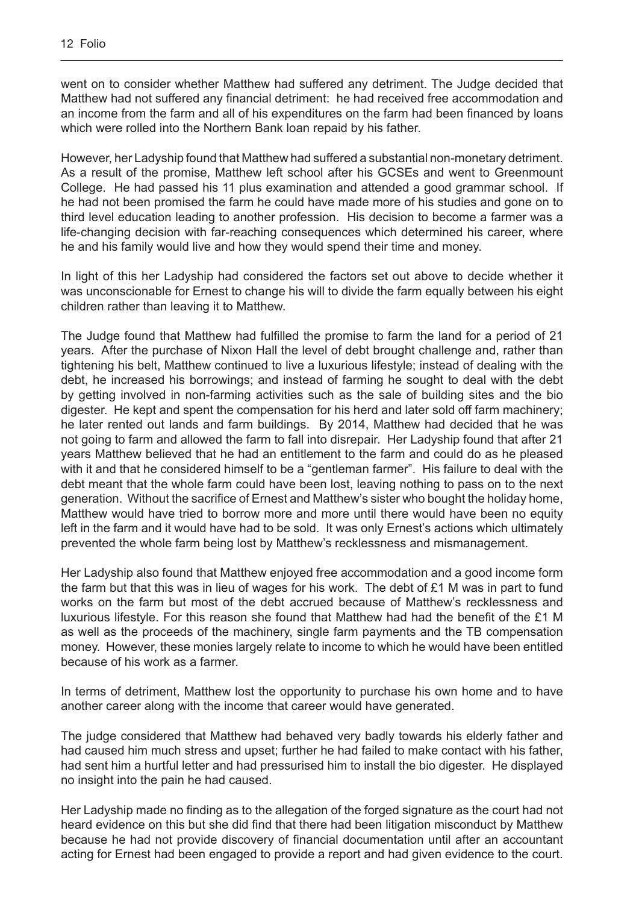went on to consider whether Matthew had suffered any detriment. The Judge decided that Matthew had not suffered any financial detriment: he had received free accommodation and an income from the farm and all of his expenditures on the farm had been financed by loans which were rolled into the Northern Bank loan repaid by his father.

However, her Ladyship found that Matthew had suffered a substantial non-monetary detriment. As a result of the promise, Matthew left school after his GCSEs and went to Greenmount College. He had passed his 11 plus examination and attended a good grammar school. If he had not been promised the farm he could have made more of his studies and gone on to third level education leading to another profession. His decision to become a farmer was a life-changing decision with far-reaching consequences which determined his career, where he and his family would live and how they would spend their time and money.

In light of this her Ladyship had considered the factors set out above to decide whether it was unconscionable for Ernest to change his will to divide the farm equally between his eight children rather than leaving it to Matthew.

The Judge found that Matthew had fulfilled the promise to farm the land for a period of 21 years. After the purchase of Nixon Hall the level of debt brought challenge and, rather than tightening his belt, Matthew continued to live a luxurious lifestyle; instead of dealing with the debt, he increased his borrowings; and instead of farming he sought to deal with the debt by getting involved in non-farming activities such as the sale of building sites and the bio digester. He kept and spent the compensation for his herd and later sold off farm machinery; he later rented out lands and farm buildings. By 2014, Matthew had decided that he was not going to farm and allowed the farm to fall into disrepair. Her Ladyship found that after 21 years Matthew believed that he had an entitlement to the farm and could do as he pleased with it and that he considered himself to be a "gentleman farmer". His failure to deal with the debt meant that the whole farm could have been lost, leaving nothing to pass on to the next generation. Without the sacrifice of Ernest and Matthew's sister who bought the holiday home, Matthew would have tried to borrow more and more until there would have been no equity left in the farm and it would have had to be sold. It was only Ernest's actions which ultimately prevented the whole farm being lost by Matthew's recklessness and mismanagement.

Her Ladyship also found that Matthew enjoyed free accommodation and a good income form the farm but that this was in lieu of wages for his work. The debt of £1 M was in part to fund works on the farm but most of the debt accrued because of Matthew's recklessness and luxurious lifestyle. For this reason she found that Matthew had had the benefit of the £1 M as well as the proceeds of the machinery, single farm payments and the TB compensation money. However, these monies largely relate to income to which he would have been entitled because of his work as a farmer.

In terms of detriment, Matthew lost the opportunity to purchase his own home and to have another career along with the income that career would have generated.

The judge considered that Matthew had behaved very badly towards his elderly father and had caused him much stress and upset; further he had failed to make contact with his father, had sent him a hurtful letter and had pressurised him to install the bio digester. He displayed no insight into the pain he had caused.

Her Ladyship made no finding as to the allegation of the forged signature as the court had not heard evidence on this but she did find that there had been litigation misconduct by Matthew because he had not provide discovery of financial documentation until after an accountant acting for Ernest had been engaged to provide a report and had given evidence to the court.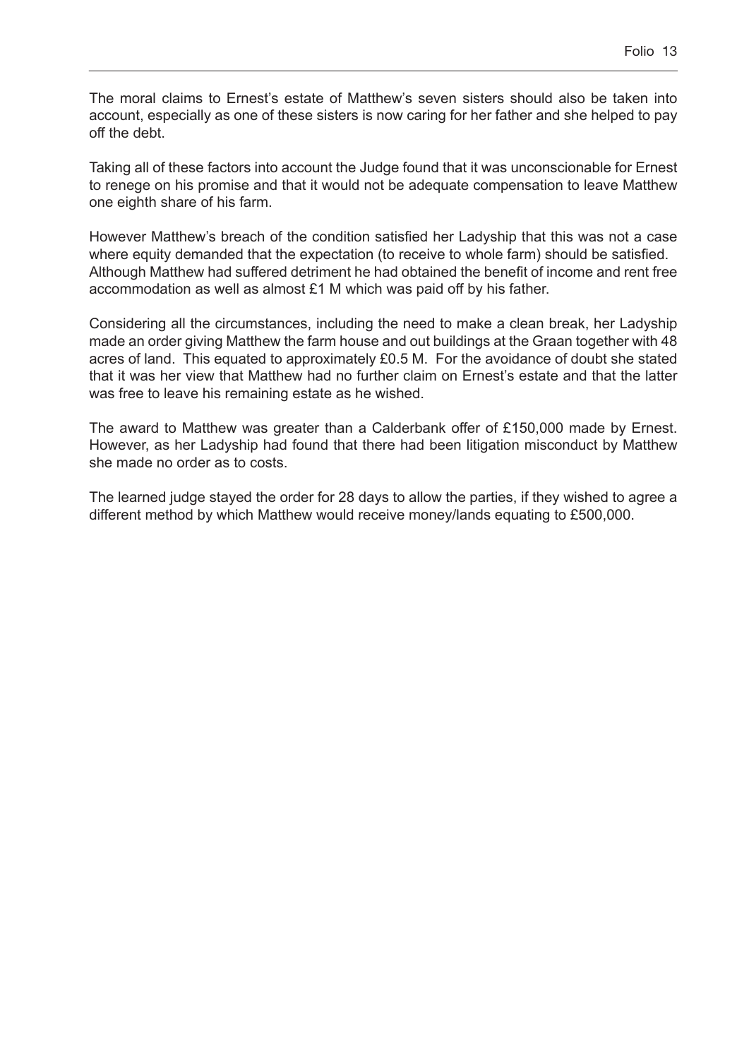The moral claims to Ernest's estate of Matthew's seven sisters should also be taken into account, especially as one of these sisters is now caring for her father and she helped to pay off the debt.

Taking all of these factors into account the Judge found that it was unconscionable for Ernest to renege on his promise and that it would not be adequate compensation to leave Matthew one eighth share of his farm.

However Matthew's breach of the condition satisfied her Ladyship that this was not a case where equity demanded that the expectation (to receive to whole farm) should be satisfied. Although Matthew had suffered detriment he had obtained the benefit of income and rent free accommodation as well as almost £1 M which was paid off by his father.

Considering all the circumstances, including the need to make a clean break, her Ladyship made an order giving Matthew the farm house and out buildings at the Graan together with 48 acres of land. This equated to approximately £0.5 M. For the avoidance of doubt she stated that it was her view that Matthew had no further claim on Ernest's estate and that the latter was free to leave his remaining estate as he wished.

The award to Matthew was greater than a Calderbank offer of £150,000 made by Ernest. However, as her Ladyship had found that there had been litigation misconduct by Matthew she made no order as to costs.

The learned judge stayed the order for 28 days to allow the parties, if they wished to agree a different method by which Matthew would receive money/lands equating to £500,000.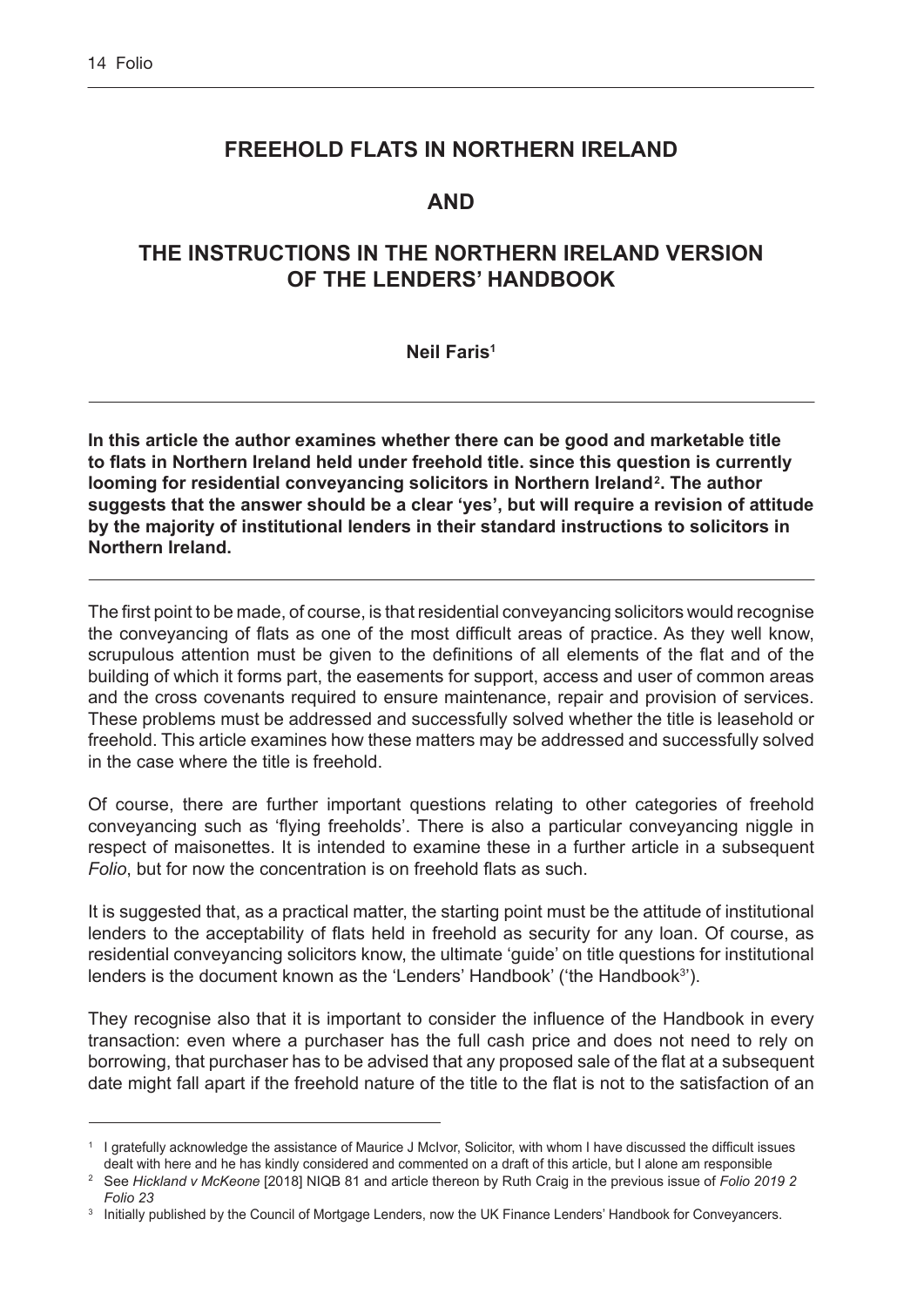# FREEHOLD FLATS IN NORTHERN IRELAND

## AND

## THE INSTRUCTIONS IN THE NORTHERN IRELAND VERSION OF THE LENDERS' HANDBOOK

**Neil Faris**[1]

**In this article the author examines whether there can be good and marketable title to flats in Northern Ireland held under freehold title. since this question is currently looming for residential conveyancing solicitors in Northern Ireland[2]. The author suggests that the answer should be a clear 'yes', but will require a revision of attitude by the majority of institutional lenders in their standard instructions to solicitors in Northern Ireland.**

The first point to be made, of course, is that residential conveyancing solicitors would recognise the conveyancing of flats as one of the most difficult areas of practice. As they well know, scrupulous attention must be given to the definitions of all elements of the flat and of the building of which it forms part, the easements for support, access and user of common areas and the cross covenants required to ensure maintenance, repair and provision of services. These problems must be addressed and successfully solved whether the title is leasehold or freehold. This article examines how these matters may be addressed and successfully solved in the case where the title is freehold.

Of course, there are further important questions relating to other categories of freehold conveyancing such as 'flying freeholds'. There is also a particular conveyancing niggle in respect of maisonettes. It is intended to examine these in a further article in a subsequent *Folio*, but for now the concentration is on freehold flats as such.

It is suggested that, as a practical matter, the starting point must be the attitude of institutional lenders to the acceptability of flats held in freehold as security for any loan. Of course, as residential conveyancing solicitors know, the ultimate 'guide' on title questions for institutional lenders is the document known as the 'Lenders' Handbook' ('the Handbook[3]').

They recognise also that it is important to consider the influence of the Handbook in every transaction: even where a purchaser has the full cash price and does not need to rely on borrowing, that purchaser has to be advised that any proposed sale of the flat at a subsequent date might fall apart if the freehold nature of the title to the flat is not to the satisfaction of an

---

[1] I gratefully acknowledge the assistance of Maurice J McIvor, Solicitor, with whom I have discussed the difficult issues dealt with here and he has kindly considered and commented on a draft of this article, but I alone am responsible

[2] See *Hickland v McKeone* [2018] NIQB 81 and article thereon by Ruth Craig in the previous issue of *Folio 2019 2 Folio 23*

[3] Initially published by the Council of Mortgage Lenders, now the UK Finance Lenders' Handbook for Conveyancers.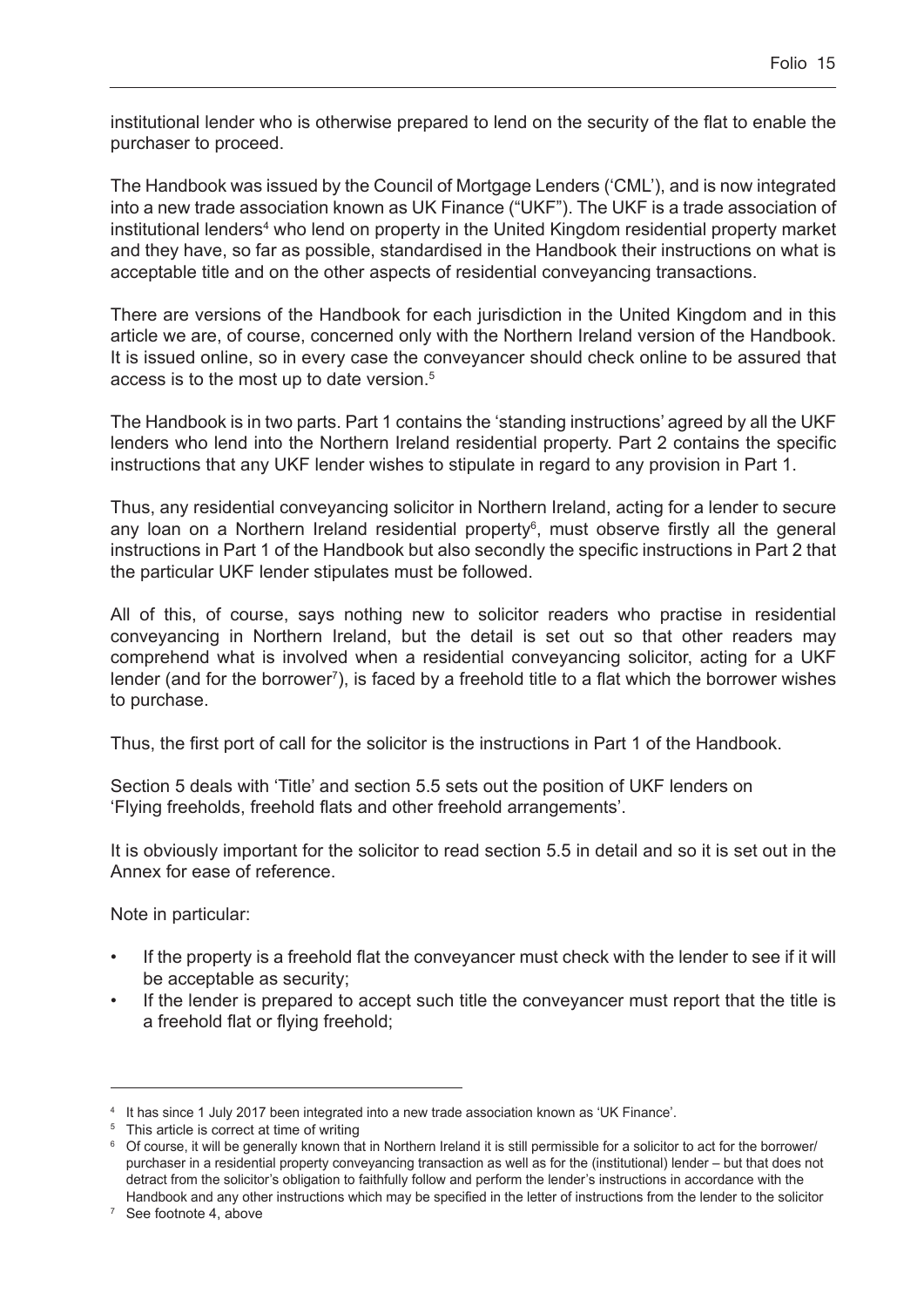institutional lender who is otherwise prepared to lend on the security of the flat to enable the purchaser to proceed.

The Handbook was issued by the Council of Mortgage Lenders ('CML'), and is now integrated into a new trade association known as UK Finance ("UKF"). The UKF is a trade association of institutional lenders[4] who lend on property in the United Kingdom residential property market and they have, so far as possible, standardised in the Handbook their instructions on what is acceptable title and on the other aspects of residential conveyancing transactions.

There are versions of the Handbook for each jurisdiction in the United Kingdom and in this article we are, of course, concerned only with the Northern Ireland version of the Handbook. It is issued online, so in every case the conveyancer should check online to be assured that access is to the most up to date version.[5]

The Handbook is in two parts. Part 1 contains the 'standing instructions' agreed by all the UKF lenders who lend into the Northern Ireland residential property. Part 2 contains the specific instructions that any UKF lender wishes to stipulate in regard to any provision in Part 1.

Thus, any residential conveyancing solicitor in Northern Ireland, acting for a lender to secure any loan on a Northern Ireland residential property[6], must observe firstly all the general instructions in Part 1 of the Handbook but also secondly the specific instructions in Part 2 that the particular UKF lender stipulates must be followed.

All of this, of course, says nothing new to solicitor readers who practise in residential conveyancing in Northern Ireland, but the detail is set out so that other readers may comprehend what is involved when a residential conveyancing solicitor, acting for a UKF lender (and for the borrower[7]), is faced by a freehold title to a flat which the borrower wishes to purchase.

Thus, the first port of call for the solicitor is the instructions in Part 1 of the Handbook.

Section 5 deals with 'Title' and section 5.5 sets out the position of UKF lenders on 'Flying freeholds, freehold flats and other freehold arrangements'.

It is obviously important for the solicitor to read section 5.5 in detail and so it is set out in the Annex for ease of reference.

Note in particular:

- If the property is a freehold flat the conveyancer must check with the lender to see if it will be acceptable as security;
- If the lender is prepared to accept such title the conveyancer must report that the title is a freehold flat or flying freehold;

---

[4] It has since 1 July 2017 been integrated into a new trade association known as 'UK Finance'.

[5] This article is correct at time of writing

[6] Of course, it will be generally known that in Northern Ireland it is still permissible for a solicitor to act for the borrower/purchaser in a residential property conveyancing transaction as well as for the (institutional) lender – but that does not detract from the solicitor's obligation to faithfully follow and perform the lender's instructions in accordance with the Handbook and any other instructions which may be specified in the letter of instructions from the lender to the solicitor

[7] See footnote 4, above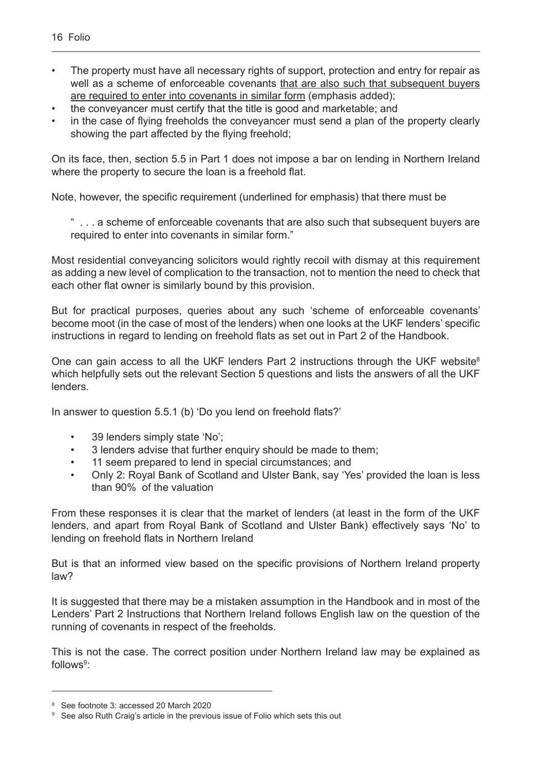- The property must have all necessary rights of support, protection and entry for repair as well as a scheme of enforceable covenants <u>that are also such that subsequent buyers are required to enter into covenants in similar form</u> (emphasis added);
- the conveyancer must certify that the title is good and marketable; and
- in the case of flying freeholds the conveyancer must send a plan of the property clearly showing the part affected by the flying freehold;

On its face, then, section 5.5 in Part 1 does not impose a bar on lending in Northern Ireland where the property to secure the loan is a freehold flat.

Note, however, the specific requirement (underlined for emphasis) that there must be

> " . . . a scheme of enforceable covenants that are also such that subsequent buyers are required to enter into covenants in similar form."

Most residential conveyancing solicitors would rightly recoil with dismay at this requirement as adding a new level of complication to the transaction, not to mention the need to check that each other flat owner is similarly bound by this provision.

But for practical purposes, queries about any such 'scheme of enforceable covenants' become moot (in the case of most of the lenders) when one looks at the UKF lenders' specific instructions in regard to lending on freehold flats as set out in Part 2 of the Handbook.

One can gain access to all the UKF lenders Part 2 instructions through the UKF website[8] which helpfully sets out the relevant Section 5 questions and lists the answers of all the UKF lenders.

In answer to question 5.5.1 (b) 'Do you lend on freehold flats?'

- 39 lenders simply state 'No';
- 3 lenders advise that further enquiry should be made to them;
- 11 seem prepared to lend in special circumstances; and
- Only 2: Royal Bank of Scotland and Ulster Bank, say 'Yes' provided the loan is less than 90% of the valuation

From these responses it is clear that the market of lenders (at least in the form of the UKF lenders, and apart from Royal Bank of Scotland and Ulster Bank) effectively says 'No' to lending on freehold flats in Northern Ireland

But is that an informed view based on the specific provisions of Northern Ireland property law?

It is suggested that there may be a mistaken assumption in the Handbook and in most of the Lenders' Part 2 Instructions that Northern Ireland follows English law on the question of the running of covenants in respect of the freeholds.

This is not the case. The correct position under Northern Ireland law may be explained as follows[9]:

---

[8] See footnote 3: accessed 20 March 2020

[9] See also Ruth Craig's article in the previous issue of Folio which sets this out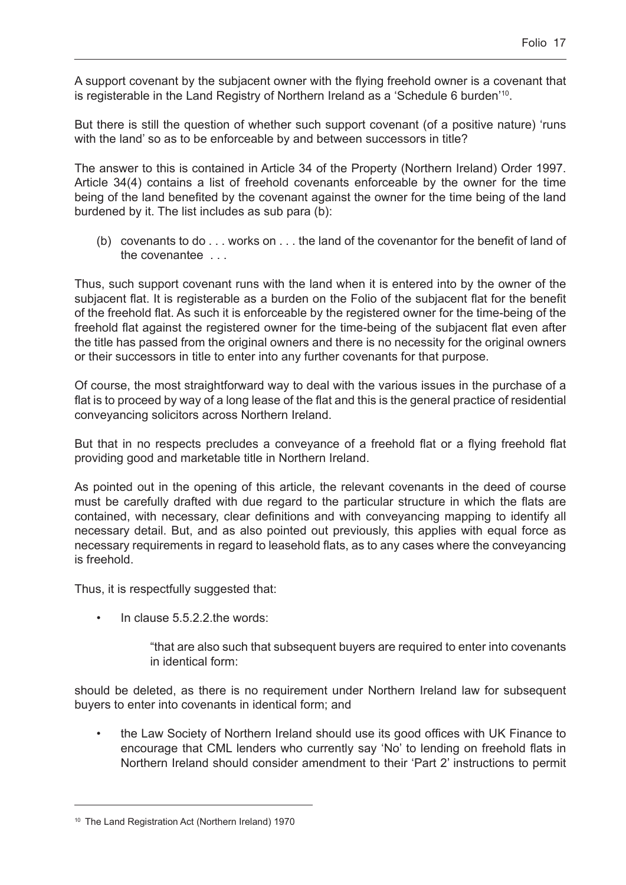A support covenant by the subjacent owner with the flying freehold owner is a covenant that is registerable in the Land Registry of Northern Ireland as a 'Schedule 6 burden'[10].

But there is still the question of whether such support covenant (of a positive nature) 'runs with the land' so as to be enforceable by and between successors in title?

The answer to this is contained in Article 34 of the Property (Northern Ireland) Order 1997. Article 34(4) contains a list of freehold covenants enforceable by the owner for the time being of the land benefited by the covenant against the owner for the time being of the land burdened by it. The list includes as sub para (b):

> (b) covenants to do . . . works on . . . the land of the covenantor for the benefit of land of the covenantee . . .

Thus, such support covenant runs with the land when it is entered into by the owner of the subjacent flat. It is registerable as a burden on the Folio of the subjacent flat for the benefit of the freehold flat. As such it is enforceable by the registered owner for the time-being of the freehold flat against the registered owner for the time-being of the subjacent flat even after the title has passed from the original owners and there is no necessity for the original owners or their successors in title to enter into any further covenants for that purpose.

Of course, the most straightforward way to deal with the various issues in the purchase of a flat is to proceed by way of a long lease of the flat and this is the general practice of residential conveyancing solicitors across Northern Ireland.

But that in no respects precludes a conveyance of a freehold flat or a flying freehold flat providing good and marketable title in Northern Ireland.

As pointed out in the opening of this article, the relevant covenants in the deed of course must be carefully drafted with due regard to the particular structure in which the flats are contained, with necessary, clear definitions and with conveyancing mapping to identify all necessary detail. But, and as also pointed out previously, this applies with equal force as necessary requirements in regard to leasehold flats, as to any cases where the conveyancing is freehold.

Thus, it is respectfully suggested that:

- In clause 5.5.2.2.the words:

  > "that are also such that subsequent buyers are required to enter into covenants in identical form:

should be deleted, as there is no requirement under Northern Ireland law for subsequent buyers to enter into covenants in identical form; and

- the Law Society of Northern Ireland should use its good offices with UK Finance to encourage that CML lenders who currently say 'No' to lending on freehold flats in Northern Ireland should consider amendment to their 'Part 2' instructions to permit

---

[10] The Land Registration Act (Northern Ireland) 1970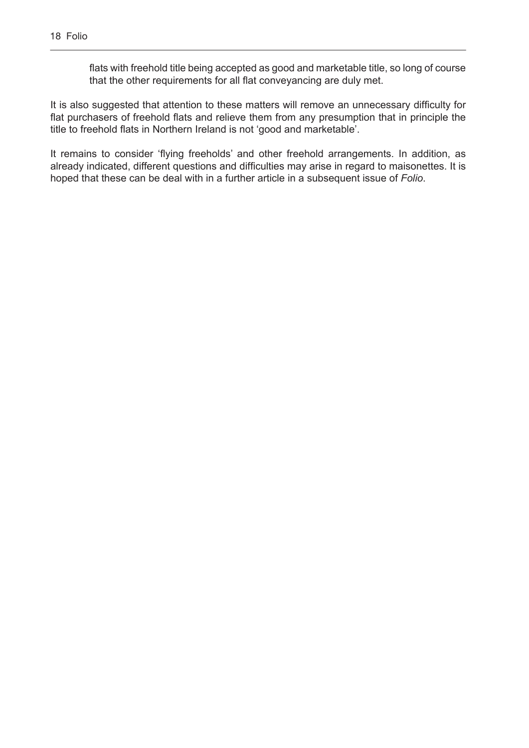flats with freehold title being accepted as good and marketable title, so long of course that the other requirements for all flat conveyancing are duly met.

It is also suggested that attention to these matters will remove an unnecessary difficulty for flat purchasers of freehold flats and relieve them from any presumption that in principle the title to freehold flats in Northern Ireland is not 'good and marketable'.

It remains to consider 'flying freeholds' and other freehold arrangements. In addition, as already indicated, different questions and difficulties may arise in regard to maisonettes. It is hoped that these can be deal with in a further article in a subsequent issue of *Folio*.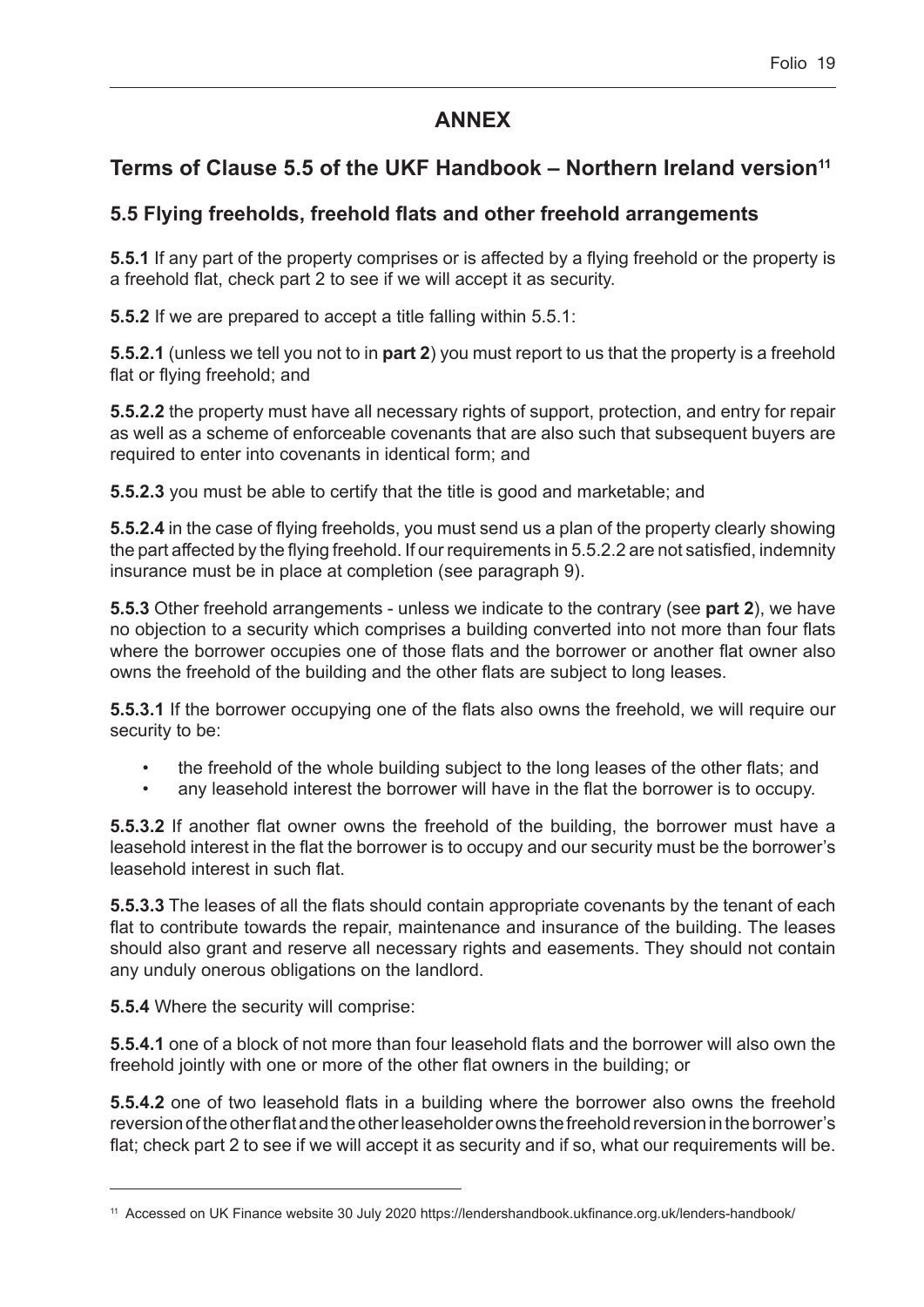# ANNEX

## Terms of Clause 5.5 of the UKF Handbook – Northern Ireland version[11]

### 5.5 Flying freeholds, freehold flats and other freehold arrangements

**5.5.1** If any part of the property comprises or is affected by a flying freehold or the property is a freehold flat, check part 2 to see if we will accept it as security.

**5.5.2** If we are prepared to accept a title falling within 5.5.1:

**5.5.2.1** (unless we tell you not to in **part 2**) you must report to us that the property is a freehold flat or flying freehold; and

**5.5.2.2** the property must have all necessary rights of support, protection, and entry for repair as well as a scheme of enforceable covenants that are also such that subsequent buyers are required to enter into covenants in identical form; and

**5.5.2.3** you must be able to certify that the title is good and marketable; and

**5.5.2.4** in the case of flying freeholds, you must send us a plan of the property clearly showing the part affected by the flying freehold. If our requirements in 5.5.2.2 are not satisfied, indemnity insurance must be in place at completion (see paragraph 9).

**5.5.3** Other freehold arrangements - unless we indicate to the contrary (see **part 2**), we have no objection to a security which comprises a building converted into not more than four flats where the borrower occupies one of those flats and the borrower or another flat owner also owns the freehold of the building and the other flats are subject to long leases.

**5.5.3.1** If the borrower occupying one of the flats also owns the freehold, we will require our security to be:

- the freehold of the whole building subject to the long leases of the other flats; and
- any leasehold interest the borrower will have in the flat the borrower is to occupy.

**5.5.3.2** If another flat owner owns the freehold of the building, the borrower must have a leasehold interest in the flat the borrower is to occupy and our security must be the borrower's leasehold interest in such flat.

**5.5.3.3** The leases of all the flats should contain appropriate covenants by the tenant of each flat to contribute towards the repair, maintenance and insurance of the building. The leases should also grant and reserve all necessary rights and easements. They should not contain any unduly onerous obligations on the landlord.

**5.5.4** Where the security will comprise:

**5.5.4.1** one of a block of not more than four leasehold flats and the borrower will also own the freehold jointly with one or more of the other flat owners in the building; or

**5.5.4.2** one of two leasehold flats in a building where the borrower also owns the freehold reversion of the other flat and the other leaseholder owns the freehold reversion in the borrower's flat; check part 2 to see if we will accept it as security and if so, what our requirements will be.

---

[11] Accessed on UK Finance website 30 July 2020 https://lendershandbook.ukfinance.org.uk/lenders-handbook/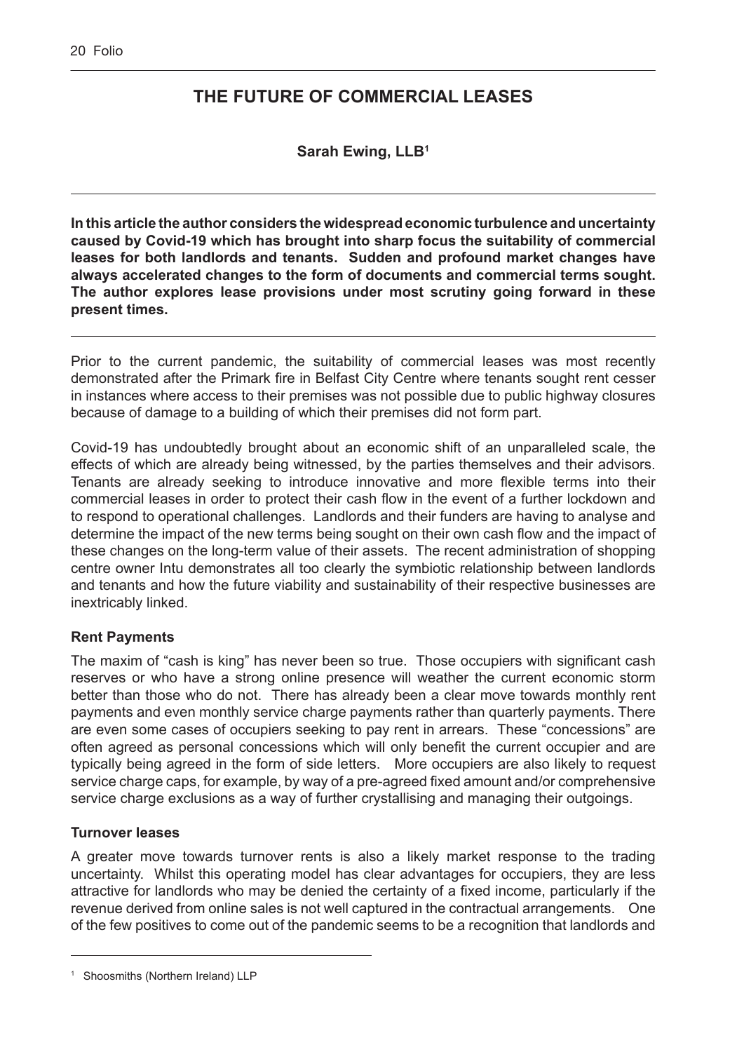# THE FUTURE OF COMMERCIAL LEASES

**Sarah Ewing, LLB[1]**

**In this article the author considers the widespread economic turbulence and uncertainty caused by Covid-19 which has brought into sharp focus the suitability of commercial leases for both landlords and tenants. Sudden and profound market changes have always accelerated changes to the form of documents and commercial terms sought. The author explores lease provisions under most scrutiny going forward in these present times.**

Prior to the current pandemic, the suitability of commercial leases was most recently demonstrated after the Primark fire in Belfast City Centre where tenants sought rent cesser in instances where access to their premises was not possible due to public highway closures because of damage to a building of which their premises did not form part.

Covid-19 has undoubtedly brought about an economic shift of an unparalleled scale, the effects of which are already being witnessed, by the parties themselves and their advisors. Tenants are already seeking to introduce innovative and more flexible terms into their commercial leases in order to protect their cash flow in the event of a further lockdown and to respond to operational challenges. Landlords and their funders are having to analyse and determine the impact of the new terms being sought on their own cash flow and the impact of these changes on the long-term value of their assets. The recent administration of shopping centre owner Intu demonstrates all too clearly the symbiotic relationship between landlords and tenants and how the future viability and sustainability of their respective businesses are inextricably linked.

### Rent Payments

The maxim of "cash is king" has never been so true. Those occupiers with significant cash reserves or who have a strong online presence will weather the current economic storm better than those who do not. There has already been a clear move towards monthly rent payments and even monthly service charge payments rather than quarterly payments. There are even some cases of occupiers seeking to pay rent in arrears. These "concessions" are often agreed as personal concessions which will only benefit the current occupier and are typically being agreed in the form of side letters. More occupiers are also likely to request service charge caps, for example, by way of a pre-agreed fixed amount and/or comprehensive service charge exclusions as a way of further crystallising and managing their outgoings.

### Turnover leases

A greater move towards turnover rents is also a likely market response to the trading uncertainty. Whilst this operating model has clear advantages for occupiers, they are less attractive for landlords who may be denied the certainty of a fixed income, particularly if the revenue derived from online sales is not well captured in the contractual arrangements. One of the few positives to come out of the pandemic seems to be a recognition that landlords and

[1] Shoosmiths (Northern Ireland) LLP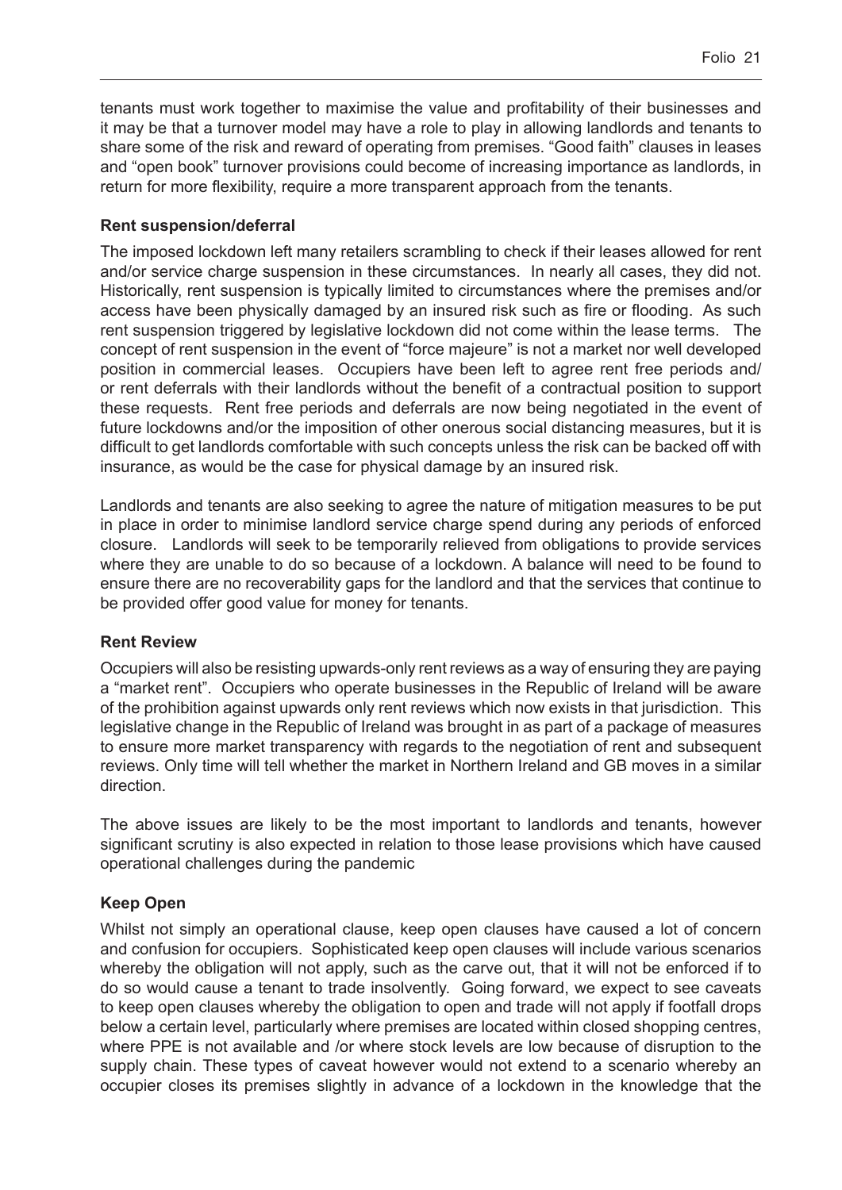tenants must work together to maximise the value and profitability of their businesses and it may be that a turnover model may have a role to play in allowing landlords and tenants to share some of the risk and reward of operating from premises. "Good faith" clauses in leases and "open book" turnover provisions could become of increasing importance as landlords, in return for more flexibility, require a more transparent approach from the tenants.

**Rent suspension/deferral**

The imposed lockdown left many retailers scrambling to check if their leases allowed for rent and/or service charge suspension in these circumstances. In nearly all cases, they did not. Historically, rent suspension is typically limited to circumstances where the premises and/or access have been physically damaged by an insured risk such as fire or flooding. As such rent suspension triggered by legislative lockdown did not come within the lease terms. The concept of rent suspension in the event of "force majeure" is not a market nor well developed position in commercial leases. Occupiers have been left to agree rent free periods and/or rent deferrals with their landlords without the benefit of a contractual position to support these requests. Rent free periods and deferrals are now being negotiated in the event of future lockdowns and/or the imposition of other onerous social distancing measures, but it is difficult to get landlords comfortable with such concepts unless the risk can be backed off with insurance, as would be the case for physical damage by an insured risk.

Landlords and tenants are also seeking to agree the nature of mitigation measures to be put in place in order to minimise landlord service charge spend during any periods of enforced closure. Landlords will seek to be temporarily relieved from obligations to provide services where they are unable to do so because of a lockdown. A balance will need to be found to ensure there are no recoverability gaps for the landlord and that the services that continue to be provided offer good value for money for tenants.

**Rent Review**

Occupiers will also be resisting upwards-only rent reviews as a way of ensuring they are paying a "market rent". Occupiers who operate businesses in the Republic of Ireland will be aware of the prohibition against upwards only rent reviews which now exists in that jurisdiction. This legislative change in the Republic of Ireland was brought in as part of a package of measures to ensure more market transparency with regards to the negotiation of rent and subsequent reviews. Only time will tell whether the market in Northern Ireland and GB moves in a similar direction.

The above issues are likely to be the most important to landlords and tenants, however significant scrutiny is also expected in relation to those lease provisions which have caused operational challenges during the pandemic

**Keep Open**

Whilst not simply an operational clause, keep open clauses have caused a lot of concern and confusion for occupiers. Sophisticated keep open clauses will include various scenarios whereby the obligation will not apply, such as the carve out, that it will not be enforced if to do so would cause a tenant to trade insolvently. Going forward, we expect to see caveats to keep open clauses whereby the obligation to open and trade will not apply if footfall drops below a certain level, particularly where premises are located within closed shopping centres, where PPE is not available and /or where stock levels are low because of disruption to the supply chain. These types of caveat however would not extend to a scenario whereby an occupier closes its premises slightly in advance of a lockdown in the knowledge that the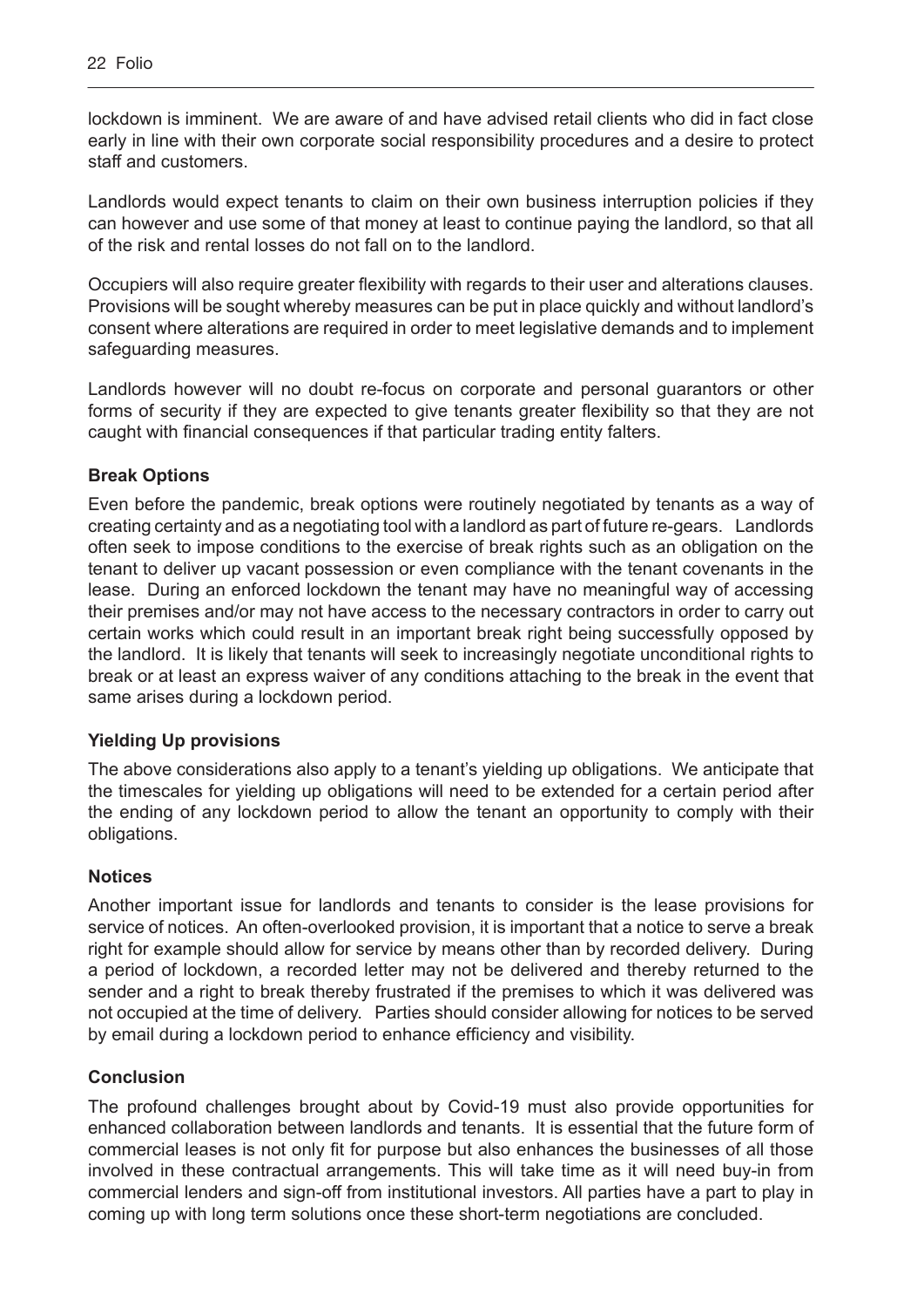lockdown is imminent. We are aware of and have advised retail clients who did in fact close early in line with their own corporate social responsibility procedures and a desire to protect staff and customers.

Landlords would expect tenants to claim on their own business interruption policies if they can however and use some of that money at least to continue paying the landlord, so that all of the risk and rental losses do not fall on to the landlord.

Occupiers will also require greater flexibility with regards to their user and alterations clauses. Provisions will be sought whereby measures can be put in place quickly and without landlord's consent where alterations are required in order to meet legislative demands and to implement safeguarding measures.

Landlords however will no doubt re-focus on corporate and personal guarantors or other forms of security if they are expected to give tenants greater flexibility so that they are not caught with financial consequences if that particular trading entity falters.

**Break Options**

Even before the pandemic, break options were routinely negotiated by tenants as a way of creating certainty and as a negotiating tool with a landlord as part of future re-gears. Landlords often seek to impose conditions to the exercise of break rights such as an obligation on the tenant to deliver up vacant possession or even compliance with the tenant covenants in the lease. During an enforced lockdown the tenant may have no meaningful way of accessing their premises and/or may not have access to the necessary contractors in order to carry out certain works which could result in an important break right being successfully opposed by the landlord. It is likely that tenants will seek to increasingly negotiate unconditional rights to break or at least an express waiver of any conditions attaching to the break in the event that same arises during a lockdown period.

**Yielding Up provisions**

The above considerations also apply to a tenant's yielding up obligations. We anticipate that the timescales for yielding up obligations will need to be extended for a certain period after the ending of any lockdown period to allow the tenant an opportunity to comply with their obligations.

**Notices**

Another important issue for landlords and tenants to consider is the lease provisions for service of notices. An often-overlooked provision, it is important that a notice to serve a break right for example should allow for service by means other than by recorded delivery. During a period of lockdown, a recorded letter may not be delivered and thereby returned to the sender and a right to break thereby frustrated if the premises to which it was delivered was not occupied at the time of delivery. Parties should consider allowing for notices to be served by email during a lockdown period to enhance efficiency and visibility.

**Conclusion**

The profound challenges brought about by Covid-19 must also provide opportunities for enhanced collaboration between landlords and tenants. It is essential that the future form of commercial leases is not only fit for purpose but also enhances the businesses of all those involved in these contractual arrangements. This will take time as it will need buy-in from commercial lenders and sign-off from institutional investors. All parties have a part to play in coming up with long term solutions once these short-term negotiations are concluded.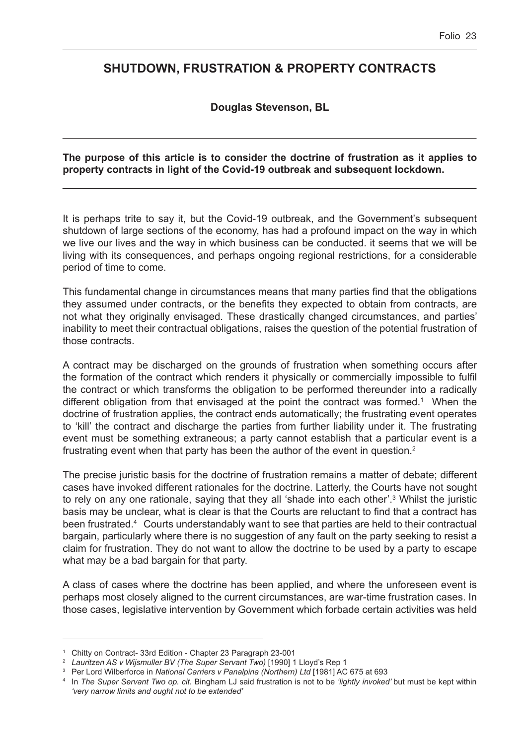# SHUTDOWN, FRUSTRATION & PROPERTY CONTRACTS

**Douglas Stevenson, BL**

**The purpose of this article is to consider the doctrine of frustration as it applies to property contracts in light of the Covid-19 outbreak and subsequent lockdown.**

It is perhaps trite to say it, but the Covid-19 outbreak, and the Government's subsequent shutdown of large sections of the economy, has had a profound impact on the way in which we live our lives and the way in which business can be conducted. it seems that we will be living with its consequences, and perhaps ongoing regional restrictions, for a considerable period of time to come.

This fundamental change in circumstances means that many parties find that the obligations they assumed under contracts, or the benefits they expected to obtain from contracts, are not what they originally envisaged. These drastically changed circumstances, and parties' inability to meet their contractual obligations, raises the question of the potential frustration of those contracts.

A contract may be discharged on the grounds of frustration when something occurs after the formation of the contract which renders it physically or commercially impossible to fulfil the contract or which transforms the obligation to be performed thereunder into a radically different obligation from that envisaged at the point the contract was formed.[1] When the doctrine of frustration applies, the contract ends automatically; the frustrating event operates to 'kill' the contract and discharge the parties from further liability under it. The frustrating event must be something extraneous; a party cannot establish that a particular event is a frustrating event when that party has been the author of the event in question.[2]

The precise juristic basis for the doctrine of frustration remains a matter of debate; different cases have invoked different rationales for the doctrine. Latterly, the Courts have not sought to rely on any one rationale, saying that they all 'shade into each other'.[3] Whilst the juristic basis may be unclear, what is clear is that the Courts are reluctant to find that a contract has been frustrated.[4] Courts understandably want to see that parties are held to their contractual bargain, particularly where there is no suggestion of any fault on the party seeking to resist a claim for frustration. They do not want to allow the doctrine to be used by a party to escape what may be a bad bargain for that party.

A class of cases where the doctrine has been applied, and where the unforeseen event is perhaps most closely aligned to the current circumstances, are war-time frustration cases. In those cases, legislative intervention by Government which forbade certain activities was held

---

[1] Chitty on Contract- 33rd Edition - Chapter 23 Paragraph 23-001

[2] *Lauritzen AS v Wijsmuller BV (The Super Servant Two)* [1990] 1 Lloyd's Rep 1

[3] Per Lord Wilberforce in *National Carriers v Panalpina (Northern) Ltd* [1981] AC 675 at 693

[4] In *The Super Servant Two op. cit.* Bingham LJ said frustration is not to be *'lightly invoked'* but must be kept within *'very narrow limits and ought not to be extended'*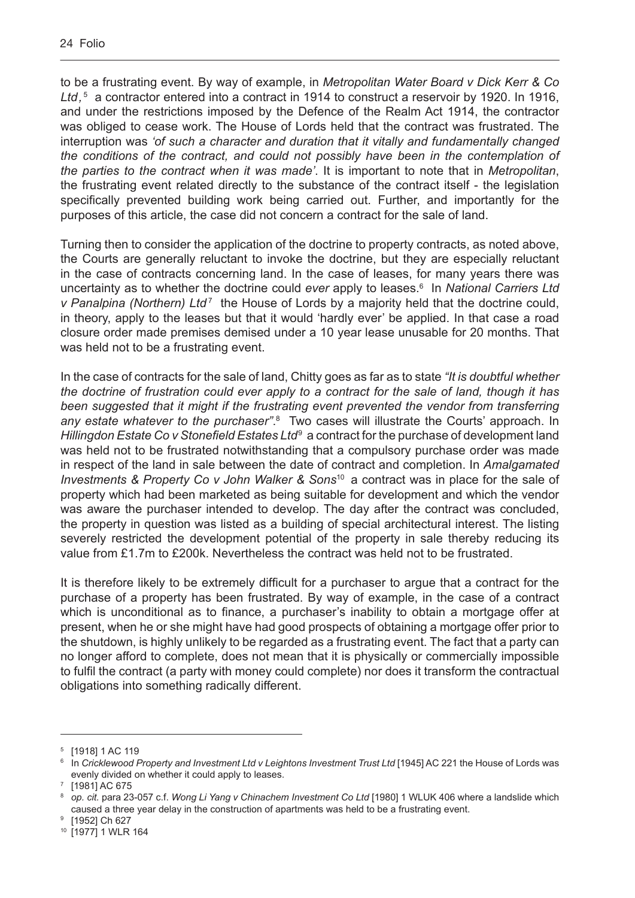to be a frustrating event. By way of example, in *Metropolitan Water Board v Dick Kerr & Co Ltd*,[5] a contractor entered into a contract in 1914 to construct a reservoir by 1920. In 1916, and under the restrictions imposed by the Defence of the Realm Act 1914, the contractor was obliged to cease work. The House of Lords held that the contract was frustrated. The interruption was *'of such a character and duration that it vitally and fundamentally changed the conditions of the contract, and could not possibly have been in the contemplation of the parties to the contract when it was made'*. It is important to note that in *Metropolitan*, the frustrating event related directly to the substance of the contract itself - the legislation specifically prevented building work being carried out. Further, and importantly for the purposes of this article, the case did not concern a contract for the sale of land.

Turning then to consider the application of the doctrine to property contracts, as noted above, the Courts are generally reluctant to invoke the doctrine, but they are especially reluctant in the case of contracts concerning land. In the case of leases, for many years there was uncertainty as to whether the doctrine could *ever* apply to leases.[6] In *National Carriers Ltd v Panalpina (Northern) Ltd*[7] the House of Lords by a majority held that the doctrine could, in theory, apply to the leases but that it would 'hardly ever' be applied. In that case a road closure order made premises demised under a 10 year lease unusable for 20 months. That was held not to be a frustrating event.

In the case of contracts for the sale of land, Chitty goes as far as to state *"It is doubtful whether the doctrine of frustration could ever apply to a contract for the sale of land, though it has been suggested that it might if the frustrating event prevented the vendor from transferring any estate whatever to the purchaser"*.[8] Two cases will illustrate the Courts' approach. In *Hillingdon Estate Co v Stonefield Estates Ltd*[9] a contract for the purchase of development land was held not to be frustrated notwithstanding that a compulsory purchase order was made in respect of the land in sale between the date of contract and completion. In *Amalgamated Investments & Property Co v John Walker & Sons*[10] a contract was in place for the sale of property which had been marketed as being suitable for development and which the vendor was aware the purchaser intended to develop. The day after the contract was concluded, the property in question was listed as a building of special architectural interest. The listing severely restricted the development potential of the property in sale thereby reducing its value from £1.7m to £200k. Nevertheless the contract was held not to be frustrated.

It is therefore likely to be extremely difficult for a purchaser to argue that a contract for the purchase of a property has been frustrated. By way of example, in the case of a contract which is unconditional as to finance, a purchaser's inability to obtain a mortgage offer at present, when he or she might have had good prospects of obtaining a mortgage offer prior to the shutdown, is highly unlikely to be regarded as a frustrating event. The fact that a party can no longer afford to complete, does not mean that it is physically or commercially impossible to fulfil the contract (a party with money could complete) nor does it transform the contractual obligations into something radically different.

---

[5] [1918] 1 AC 119

[6] In *Cricklewood Property and Investment Ltd v Leightons Investment Trust Ltd* [1945] AC 221 the House of Lords was evenly divided on whether it could apply to leases.

[7] [1981] AC 675

[8] *op. cit.* para 23-057 c.f. *Wong Li Yang v Chinachem Investment Co Ltd* [1980] 1 WLUK 406 where a landslide which caused a three year delay in the construction of apartments was held to be a frustrating event.

[9] [1952] Ch 627

[10] [1977] 1 WLR 164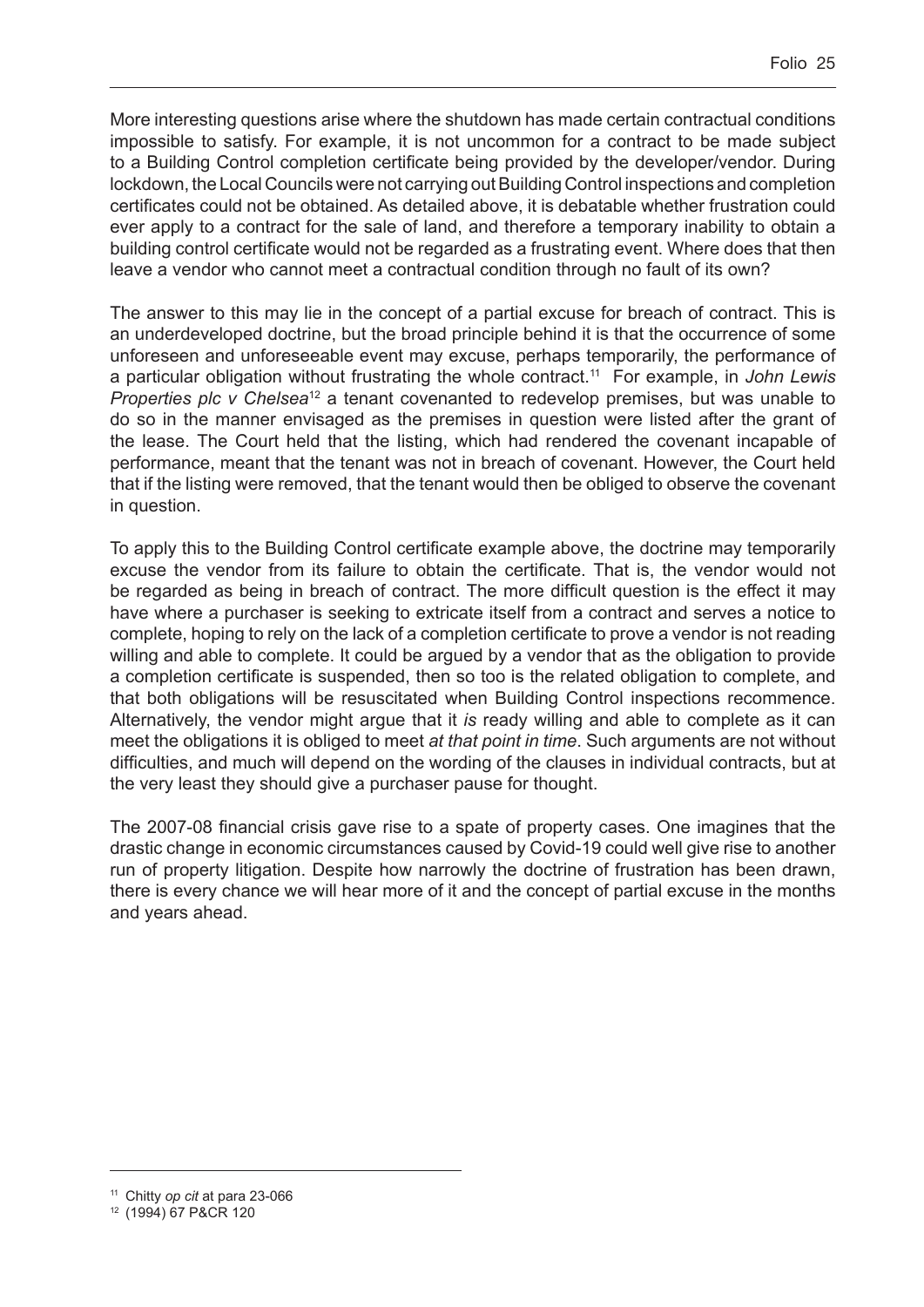More interesting questions arise where the shutdown has made certain contractual conditions impossible to satisfy. For example, it is not uncommon for a contract to be made subject to a Building Control completion certificate being provided by the developer/vendor. During lockdown, the Local Councils were not carrying out Building Control inspections and completion certificates could not be obtained. As detailed above, it is debatable whether frustration could ever apply to a contract for the sale of land, and therefore a temporary inability to obtain a building control certificate would not be regarded as a frustrating event. Where does that then leave a vendor who cannot meet a contractual condition through no fault of its own?

The answer to this may lie in the concept of a partial excuse for breach of contract. This is an underdeveloped doctrine, but the broad principle behind it is that the occurrence of some unforeseen and unforeseeable event may excuse, perhaps temporarily, the performance of a particular obligation without frustrating the whole contract.[11] For example, in *John Lewis Properties plc v Chelsea*[12] a tenant covenanted to redevelop premises, but was unable to do so in the manner envisaged as the premises in question were listed after the grant of the lease. The Court held that the listing, which had rendered the covenant incapable of performance, meant that the tenant was not in breach of covenant. However, the Court held that if the listing were removed, that the tenant would then be obliged to observe the covenant in question.

To apply this to the Building Control certificate example above, the doctrine may temporarily excuse the vendor from its failure to obtain the certificate. That is, the vendor would not be regarded as being in breach of contract. The more difficult question is the effect it may have where a purchaser is seeking to extricate itself from a contract and serves a notice to complete, hoping to rely on the lack of a completion certificate to prove a vendor is not reading willing and able to complete. It could be argued by a vendor that as the obligation to provide a completion certificate is suspended, then so too is the related obligation to complete, and that both obligations will be resuscitated when Building Control inspections recommence. Alternatively, the vendor might argue that it *is* ready willing and able to complete as it can meet the obligations it is obliged to meet *at that point in time*. Such arguments are not without difficulties, and much will depend on the wording of the clauses in individual contracts, but at the very least they should give a purchaser pause for thought.

The 2007-08 financial crisis gave rise to a spate of property cases. One imagines that the drastic change in economic circumstances caused by Covid-19 could well give rise to another run of property litigation. Despite how narrowly the doctrine of frustration has been drawn, there is every chance we will hear more of it and the concept of partial excuse in the months and years ahead.

---

[11] Chitty *op cit* at para 23-066

[12] (1994) 67 P&CR 120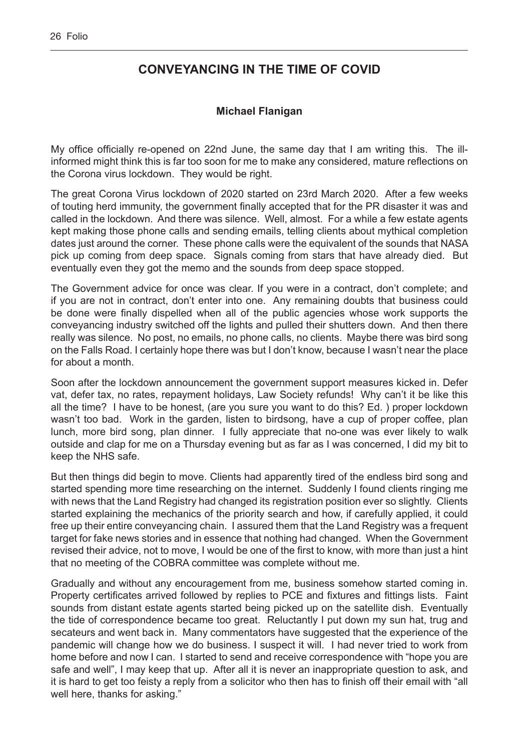# CONVEYANCING IN THE TIME OF COVID

**Michael Flanigan**

My office officially re-opened on 22nd June, the same day that I am writing this. The ill-informed might think this is far too soon for me to make any considered, mature reflections on the Corona virus lockdown. They would be right.

The great Corona Virus lockdown of 2020 started on 23rd March 2020. After a few weeks of touting herd immunity, the government finally accepted that for the PR disaster it was and called in the lockdown. And there was silence. Well, almost. For a while a few estate agents kept making those phone calls and sending emails, telling clients about mythical completion dates just around the corner. These phone calls were the equivalent of the sounds that NASA pick up coming from deep space. Signals coming from stars that have already died. But eventually even they got the memo and the sounds from deep space stopped.

The Government advice for once was clear. If you were in a contract, don't complete; and if you are not in contract, don't enter into one. Any remaining doubts that business could be done were finally dispelled when all of the public agencies whose work supports the conveyancing industry switched off the lights and pulled their shutters down. And then there really was silence. No post, no emails, no phone calls, no clients. Maybe there was bird song on the Falls Road. I certainly hope there was but I don't know, because I wasn't near the place for about a month.

Soon after the lockdown announcement the government support measures kicked in. Defer vat, defer tax, no rates, repayment holidays, Law Society refunds! Why can't it be like this all the time? I have to be honest, (are you sure you want to do this? Ed. ) proper lockdown wasn't too bad. Work in the garden, listen to birdsong, have a cup of proper coffee, plan lunch, more bird song, plan dinner. I fully appreciate that no-one was ever likely to walk outside and clap for me on a Thursday evening but as far as I was concerned, I did my bit to keep the NHS safe.

But then things did begin to move. Clients had apparently tired of the endless bird song and started spending more time researching on the internet. Suddenly I found clients ringing me with news that the Land Registry had changed its registration position ever so slightly. Clients started explaining the mechanics of the priority search and how, if carefully applied, it could free up their entire conveyancing chain. I assured them that the Land Registry was a frequent target for fake news stories and in essence that nothing had changed. When the Government revised their advice, not to move, I would be one of the first to know, with more than just a hint that no meeting of the COBRA committee was complete without me.

Gradually and without any encouragement from me, business somehow started coming in. Property certificates arrived followed by replies to PCE and fixtures and fittings lists. Faint sounds from distant estate agents started being picked up on the satellite dish. Eventually the tide of correspondence became too great. Reluctantly I put down my sun hat, trug and secateurs and went back in. Many commentators have suggested that the experience of the pandemic will change how we do business. I suspect it will. I had never tried to work from home before and now I can. I started to send and receive correspondence with "hope you are safe and well", I may keep that up. After all it is never an inappropriate question to ask, and it is hard to get too feisty a reply from a solicitor who then has to finish off their email with "all well here, thanks for asking."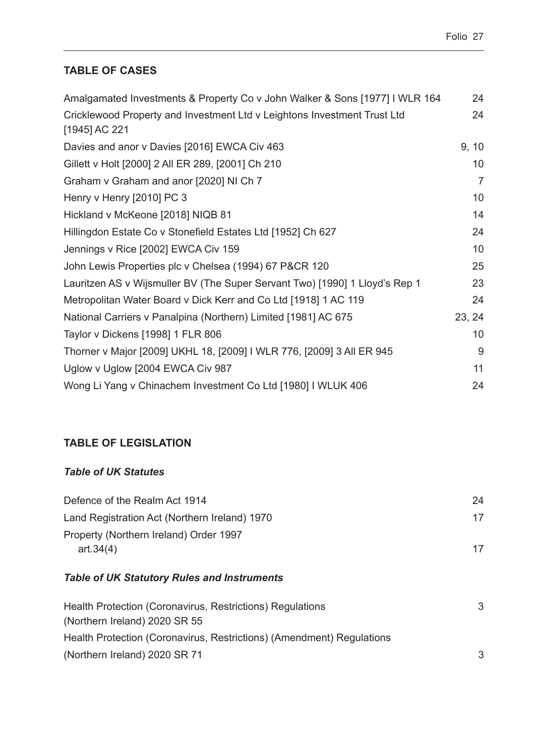## TABLE OF CASES

| | |
|---|---|
| Amalgamated Investments & Property Co v John Walker & Sons [1977] I WLR 164 | 24 |
| Cricklewood Property and Investment Ltd v Leightons Investment Trust Ltd [1945] AC 221 | 24 |
| Davies and anor v Davies [2016] EWCA Civ 463 | 9, 10 |
| Gillett v Holt [2000] 2 All ER 289, [2001] Ch 210 | 10 |
| Graham v Graham and anor [2020] NI Ch 7 | 7 |
| Henry v Henry [2010] PC 3 | 10 |
| Hickland v McKeone [2018] NIQB 81 | 14 |
| Hillingdon Estate Co v Stonefield Estates Ltd [1952] Ch 627 | 24 |
| Jennings v Rice [2002] EWCA Civ 159 | 10 |
| John Lewis Properties plc v Chelsea (1994) 67 P&CR 120 | 25 |
| Lauritzen AS v Wijsmuller BV (The Super Servant Two) [1990] 1 Lloyd's Rep 1 | 23 |
| Metropolitan Water Board v Dick Kerr and Co Ltd [1918] 1 AC 119 | 24 |
| National Carriers v Panalpina (Northern) Limited [1981] AC 675 | 23, 24 |
| Taylor v Dickens [1998] 1 FLR 806 | 10 |
| Thorner v Major [2009] UKHL 18, [2009] I WLR 776, [2009] 3 All ER 945 | 9 |
| Uglow v Uglow [2004 EWCA Civ 987 | 11 |
| Wong Li Yang v Chinachem Investment Co Ltd [1980] I WLUK 406 | 24 |

## TABLE OF LEGISLATION

### *Table of UK Statutes*

| | |
|---|---|
| Defence of the Realm Act 1914 | 24 |
| Land Registration Act (Northern Ireland) 1970 | 17 |
| Property (Northern Ireland) Order 1997 art.34(4) | 17 |

### *Table of UK Statutory Rules and Instruments*

| | |
|---|---|
| Health Protection (Coronavirus, Restrictions) Regulations (Northern Ireland) 2020 SR 55 | 3 |
| Health Protection (Coronavirus, Restrictions) (Amendment) Regulations (Northern Ireland) 2020 SR 71 | 3 |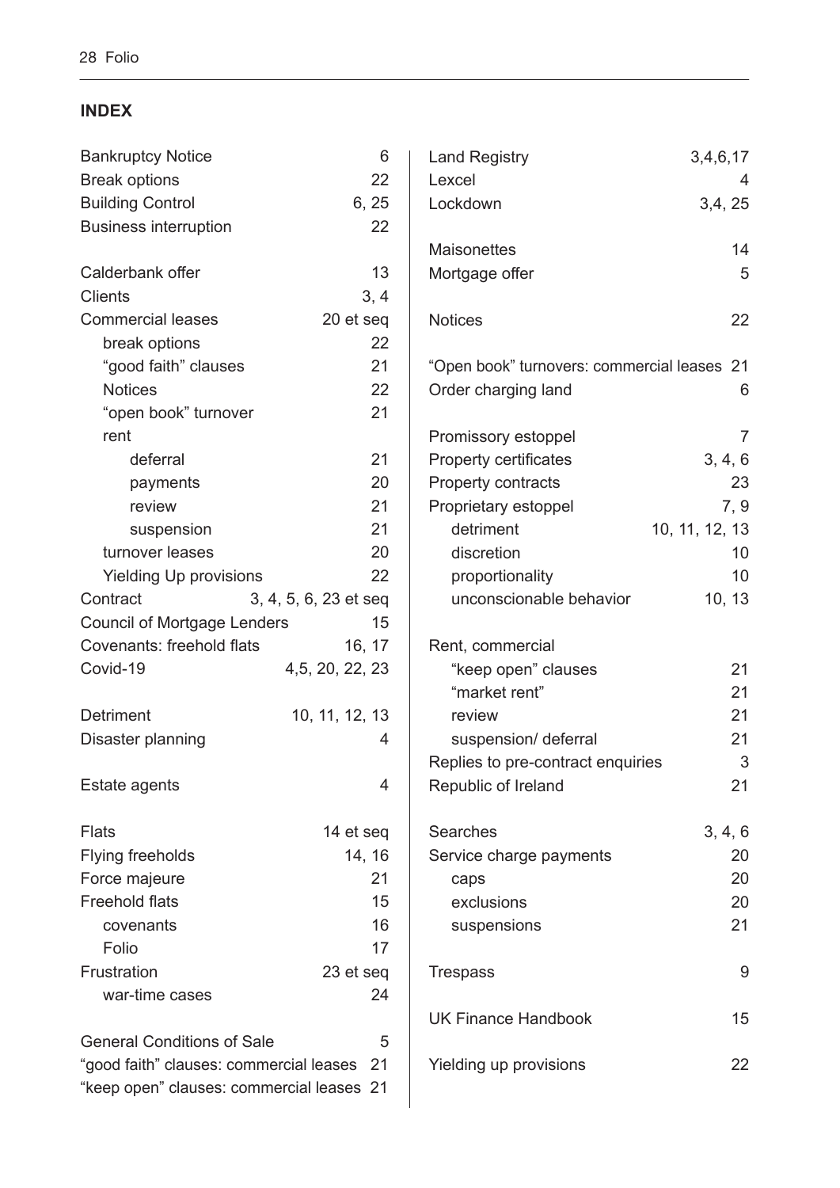**INDEX**

Bankruptcy Notice 6
Break options 22
Building Control 6, 25
Business interruption 22

Calderbank offer 13
Clients 3, 4
Commercial leases 20 et seq
- break options 22
- "good faith" clauses 21
- Notices 22
- "open book" turnover 21
- rent
  - deferral 21
  - payments 20
  - review 21
  - suspension 21
- turnover leases 20
- Yielding Up provisions 22

Contract 3, 4, 5, 6, 23 et seq
Council of Mortgage Lenders 15
Covenants: freehold flats 16, 17
Covid-19 4,5, 20, 22, 23

Detriment 10, 11, 12, 13
Disaster planning 4

Estate agents 4

Flats 14 et seq
Flying freeholds 14, 16
Force majeure 21
Freehold flats 15
- covenants 16
- Folio 17

Frustration 23 et seq
- war-time cases 24

General Conditions of Sale 5
"good faith" clauses: commercial leases 21
"keep open" clauses: commercial leases 21

Land Registry 3,4,6,17
Lexcel 4
Lockdown 3,4, 25

Maisonettes 14
Mortgage offer 5

Notices 22

"Open book" turnovers: commercial leases 21
Order charging land 6

Promissory estoppel 7
Property certificates 3, 4, 6
Property contracts 23
Proprietary estoppel 7, 9
- detriment 10, 11, 12, 13
- discretion 10
- proportionality 10
- unconscionable behavior 10, 13

Rent, commercial
- "keep open" clauses 21
- "market rent" 21
- review 21
- suspension/ deferral 21

Replies to pre-contract enquiries 3
Republic of Ireland 21

Searches 3, 4, 6
Service charge payments 20
- caps 20
- exclusions 20
- suspensions 21

Trespass 9

UK Finance Handbook 15

Yielding up provisions 22